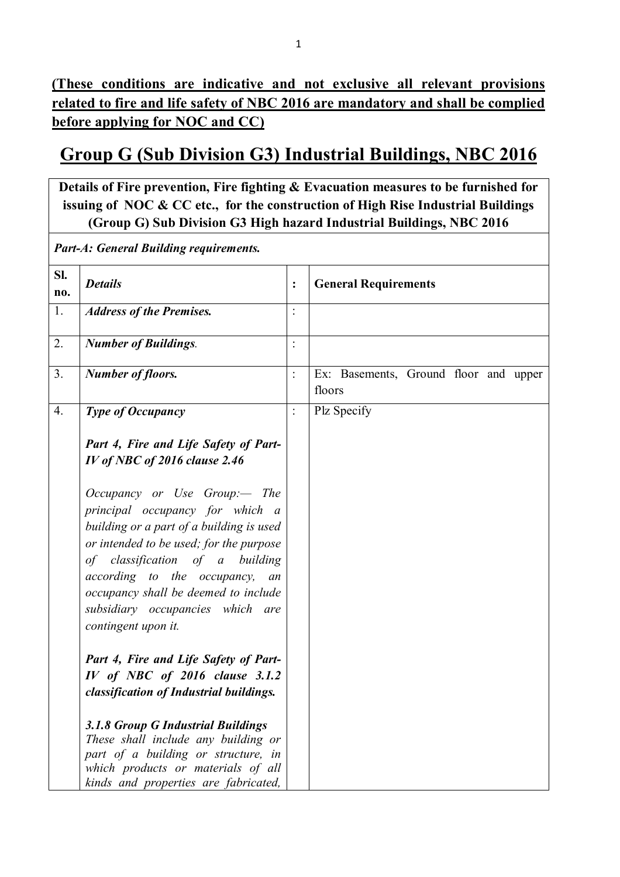**<u>(These conditions are indicative and not exclusive all relevant provisions related to fire and life safety of NBC 2016 are mandatory and shall be complied before applying for NOC and CC)</u>**

# <u>Group G (Sub Division G3) Industrial Buildings, NBC 2016</u>

**Details of Fire prevention, Fire fighting & Evacuation measures to be furnished for issuing of NOC & CC etc., for the construction of High Rise Industrial Buildings (Group G) Sub Division G3 High hazard Industrial Buildings, NBC 2016**

***Part-A: General Building requirements.***

| Sl. no. | *Details* | : | General Requirements |
|---|---|---|---|
| 1. | ***Address of the Premises.*** | : | |
| 2. | ***Number of Buildings*** *.* | : | |
| 3. | ***Number of floors.*** | : | Ex: Basements, Ground floor and upper floors |
| 4. | ***Type of Occupancy***<br><br>***Part 4, Fire and Life Safety of Part-IV of NBC of 2016 clause 2.46***<br><br>*Occupancy or Use Group:— The principal occupancy for which a building or a part of a building is used or intended to be used; for the purpose of classification of a building according to the occupancy, an occupancy shall be deemed to include subsidiary occupancies which are contingent upon it.*<br><br>***Part 4, Fire and Life Safety of Part-IV of NBC of 2016 clause 3.1.2 classification of Industrial buildings.***<br><br>***3.1.8 Group G Industrial Buildings***<br>*These shall include any building or part of a building or structure, in which products or materials of all kinds and properties are fabricated,* | : | Plz Specify |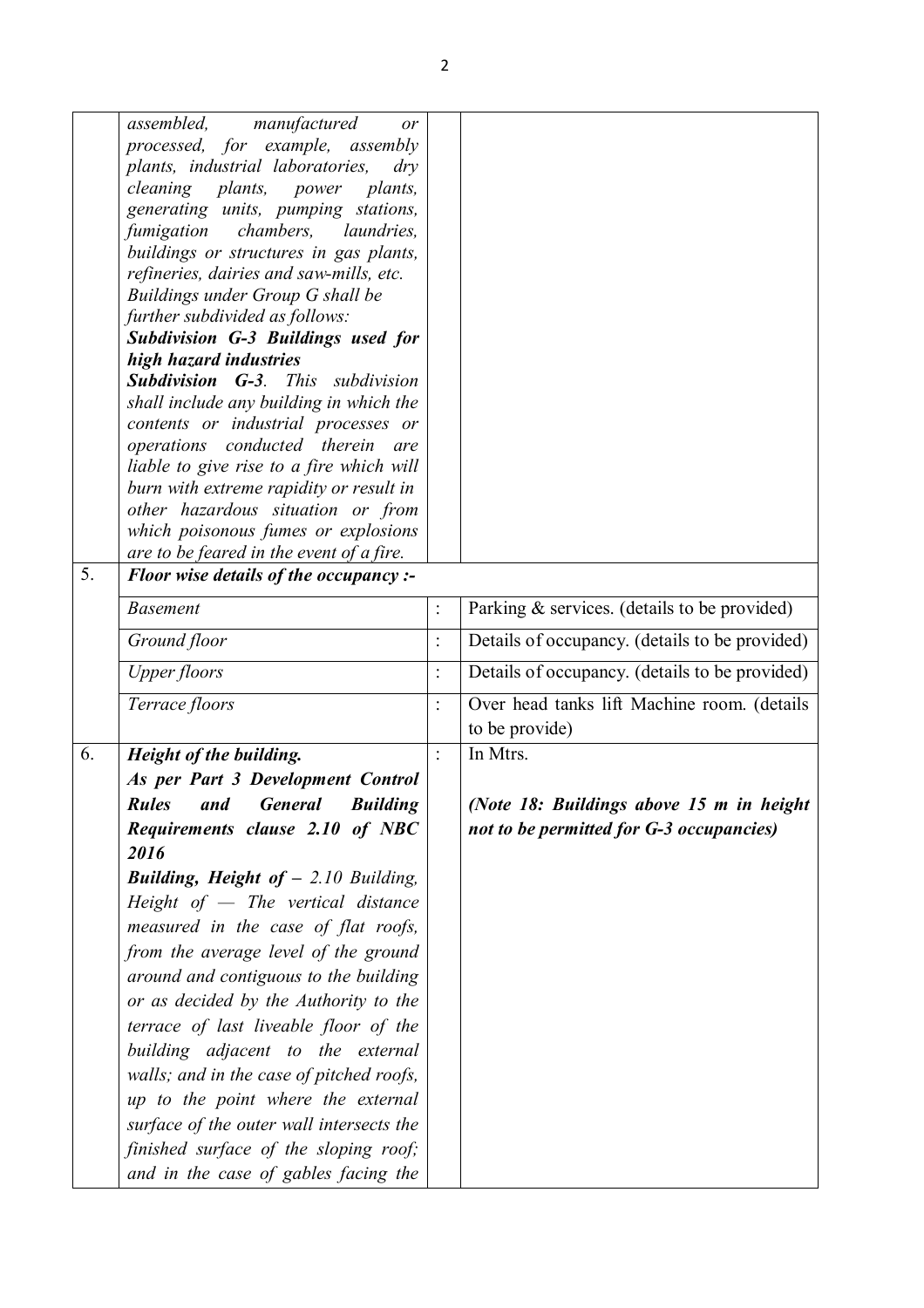| | | | |
|---|---|---|---|
| | *assembled, manufactured or processed, for example, assembly plants, industrial laboratories, dry cleaning plants, power plants, generating units, pumping stations, fumigation chambers, laundries, buildings or structures in gas plants, refineries, dairies and saw-mills, etc. Buildings under Group G shall be further subdivided as follows:* ***Subdivision G-3 Buildings used for high hazard industries*** ***Subdivision G-3****. This subdivision shall include any building in which the contents or industrial processes or operations conducted therein are liable to give rise to a fire which will burn with extreme rapidity or result in other hazardous situation or from which poisonous fumes or explosions are to be feared in the event of a fire.* | | |
| 5. | ***Floor wise details of the occupancy :-*** | | |
| | *Basement* | : | Parking & services. (details to be provided) |
| | *Ground floor* | : | Details of occupancy. (details to be provided) |
| | *Upper floors* | : | Details of occupancy. (details to be provided) |
| | *Terrace floors* | : | Over head tanks lift Machine room. (details to be provide) |
| 6. | ***Height of the building.*** ***As per Part 3 Development Control Rules and General Building Requirements clause 2.10 of NBC 2016*** ***Building, Height of –*** *2.10 Building, Height of — The vertical distance measured in the case of flat roofs, from the average level of the ground around and contiguous to the building or as decided by the Authority to the terrace of last liveable floor of the building adjacent to the external walls; and in the case of pitched roofs, up to the point where the external surface of the outer wall intersects the finished surface of the sloping roof; and in the case of gables facing the* | : | In Mtrs. ***(Note 18: Buildings above 15 m in height not to be permitted for G-3 occupancies)*** |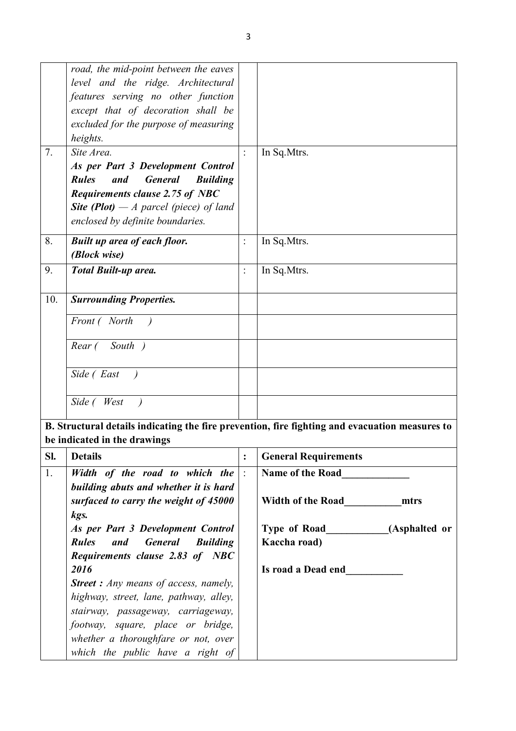| | | | |
|---|---|---|---|
| | *road, the mid-point between the eaves level and the ridge. Architectural features serving no other function except that of decoration shall be excluded for the purpose of measuring heights.* | | |
| 7. | *Site Area.* ***As per Part 3 Development Control Rules and General Building Requirements clause 2.75 of NBC*** ***Site (Plot)*** *— A parcel (piece) of land enclosed by definite boundaries.* | : | In Sq.Mtrs. |
| 8. | ***Built up area of each floor. (Block wise)*** | : | In Sq.Mtrs. |
| 9. | ***Total Built-up area.*** | : | In Sq.Mtrs. |
| 10. | ***Surrounding Properties.*** | | |
| | *Front ( North )* | | |
| | *Rear ( South )* | | |
| | *Side ( East )* | | |
| | *Side ( West )* | | |

**B. Structural details indicating the fire prevention, fire fighting and evacuation measures to be indicated in the drawings**

| Sl. | Details | : | General Requirements |
|---|---|---|---|
| 1. | ***Width of the road to which the building abuts and whether it is hard surfaced to carry the weight of 45000 kgs.*** ***As per Part 3 Development Control Rules and General Building Requirements clause 2.83 of NBC 2016*** ***Street :*** *Any means of access, namely, highway, street, lane, pathway, alley, stairway, passageway, carriageway, footway, square, place or bridge, whether a thoroughfare or not, over which the public have a right of* | : | **Name of the Road_____________** **Width of the Road___________mtrs** **Type of Road____________(Asphalted or Kaccha road)** **Is road a Dead end___________** |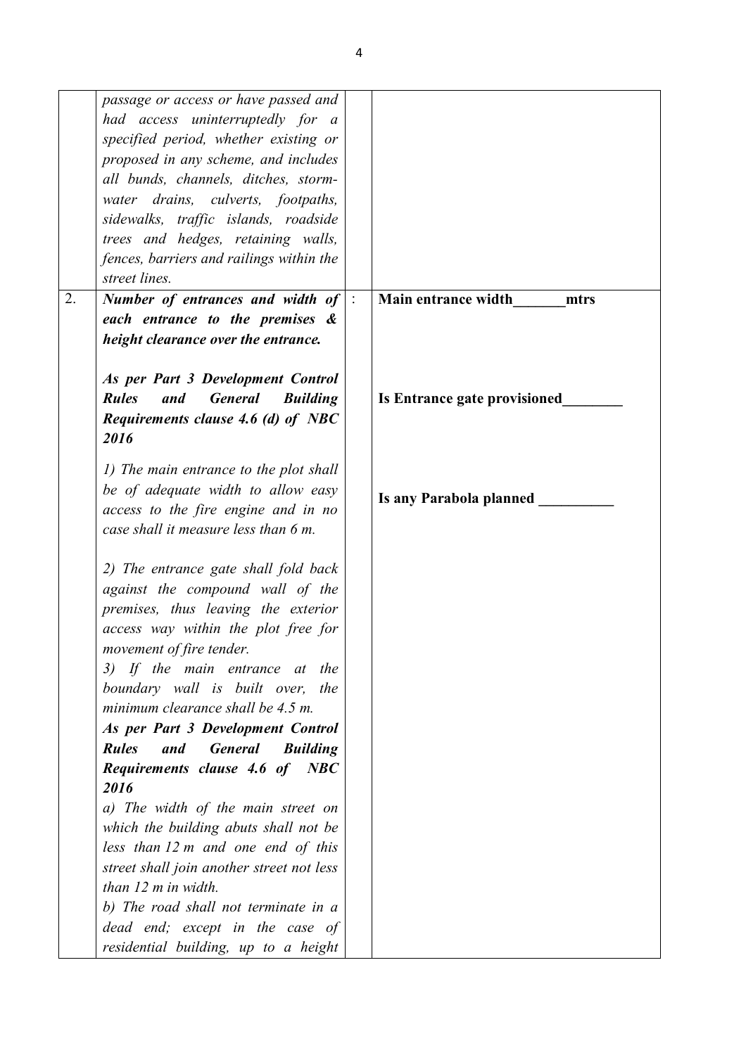| | | | |
|---|---|---|---|
| | *passage or access or have passed and had access uninterruptedly for a specified period, whether existing or proposed in any scheme, and includes all bunds, channels, ditches, storm-water drains, culverts, footpaths, sidewalks, traffic islands, roadside trees and hedges, retaining walls, fences, barriers and railings within the street lines.* | | |
| 2. | ***Number of entrances and width of each entrance to the premises & height clearance over the entrance.***<br><br>***As per Part 3 Development Control Rules and General Building Requirements clause 4.6 (d) of NBC 2016***<br><br>*1) The main entrance to the plot shall be of adequate width to allow easy access to the fire engine and in no case shall it measure less than 6 m.*<br><br>*2) The entrance gate shall fold back against the compound wall of the premises, thus leaving the exterior access way within the plot free for movement of fire tender.*<br>*3) If the main entrance at the boundary wall is built over, the minimum clearance shall be 4.5 m.*<br>***As per Part 3 Development Control Rules and General Building Requirements clause 4.6 of NBC 2016***<br>*a) The width of the main street on which the building abuts shall not be less than 12 m and one end of this street shall join another street not less than 12 m in width.*<br>*b) The road shall not terminate in a dead end; except in the case of residential building, up to a height* | : | **Main entrance width_______mtrs**<br><br>**Is Entrance gate provisioned________**<br><br>**Is any Parabola planned __________** |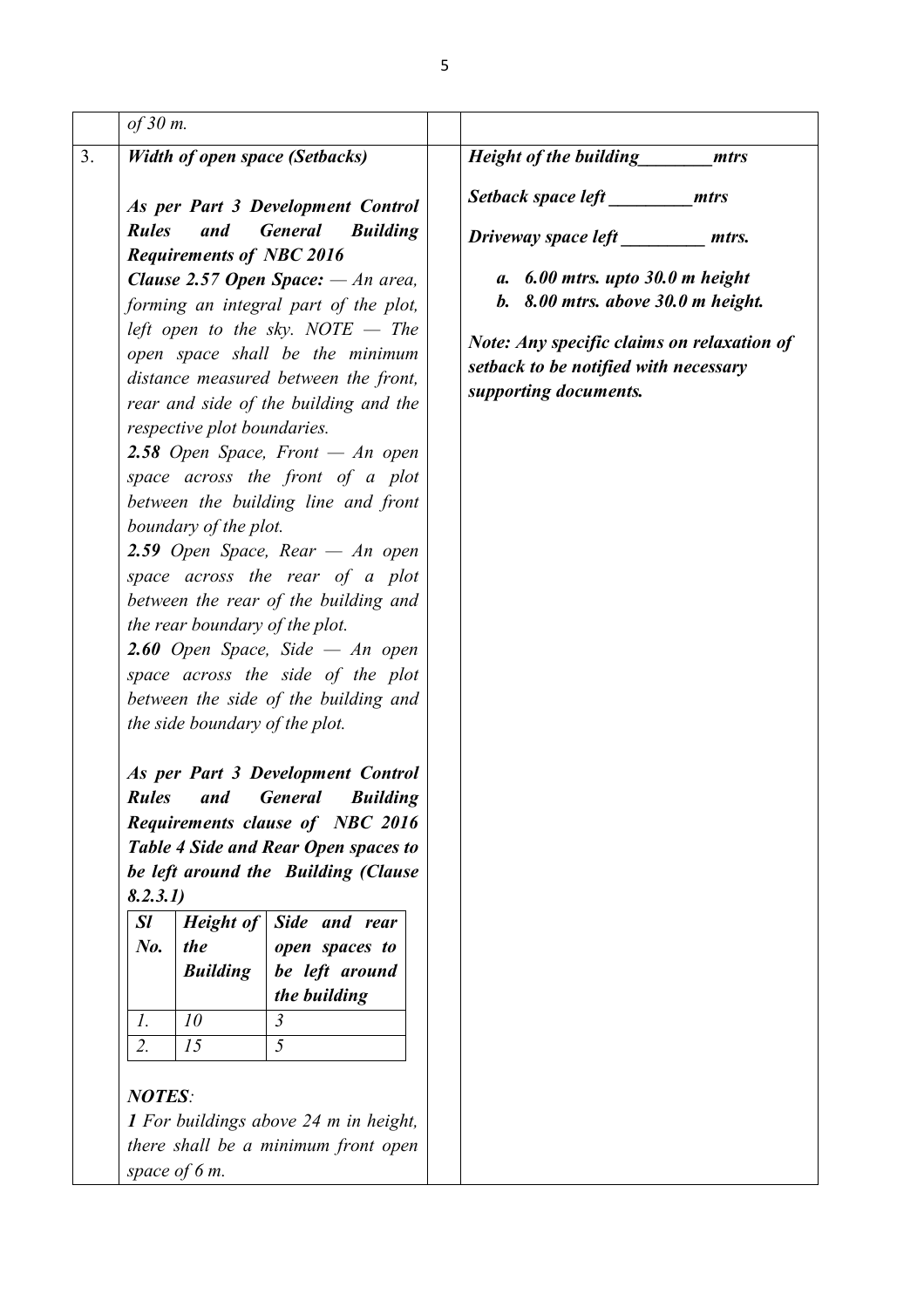| | | | |
|---|---|---|---|
| | *of 30 m.* | | |
| 3. | ***Width of open space (Setbacks)***<br><br>***As per Part 3 Development Control Rules and General Building Requirements of NBC 2016***<br>***Clause 2.57 Open Space:*** *— An area, forming an integral part of the plot, left open to the sky. NOTE — The open space shall be the minimum distance measured between the front, rear and side of the building and the respective plot boundaries.*<br>***2.58*** *Open Space, Front — An open space across the front of a plot between the building line and front boundary of the plot.*<br>***2.59*** *Open Space, Rear — An open space across the rear of a plot between the rear of the building and the rear boundary of the plot.*<br>***2.60*** *Open Space, Side — An open space across the side of the plot between the side of the building and the side boundary of the plot.*<br><br>***As per Part 3 Development Control Rules and General Building Requirements clause of NBC 2016 Table 4 Side and Rear Open spaces to be left around the Building (Clause 8.2.3.1)***<br><br>***Sl No.*** / ***Height of the Building*** / ***Side and rear open spaces to be left around the building***<br>*1.* / *10* / *3*<br>*2.* / *15* / *5*<br><br>***NOTES****:*<br>***1*** *For buildings above 24 m in height, there shall be a minimum front open space of 6 m.* | | ***Height of the building________mtrs***<br><br>***Setback space left _________mtrs***<br><br>***Driveway space left _________ mtrs.***<br><br>***a. 6.00 mtrs. upto 30.0 m height***<br>***b. 8.00 mtrs. above 30.0 m height.***<br><br>***Note: Any specific claims on relaxation of setback to be notified with necessary supporting documents.*** |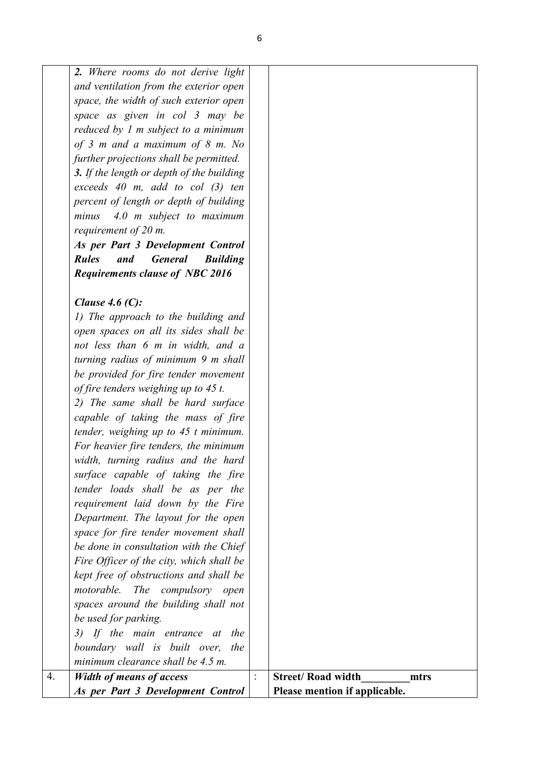| | | | |
|---|---|---|---|
| | ***2.*** *Where rooms do not derive light and ventilation from the exterior open space, the width of such exterior open space as given in col 3 may be reduced by 1 m subject to a minimum of 3 m and a maximum of 8 m. No further projections shall be permitted.*<br>***3.*** *If the length or depth of the building exceeds 40 m, add to col (3) ten percent of length or depth of building minus 4.0 m subject to maximum requirement of 20 m.*<br>***As per Part 3 Development Control Rules and General Building Requirements clause of NBC 2016***<br><br>***Clause 4.6 (C):***<br>*1) The approach to the building and open spaces on all its sides shall be not less than 6 m in width, and a turning radius of minimum 9 m shall be provided for fire tender movement of fire tenders weighing up to 45 t.*<br>*2) The same shall be hard surface capable of taking the mass of fire tender, weighing up to 45 t minimum. For heavier fire tenders, the minimum width, turning radius and the hard surface capable of taking the fire tender loads shall be as per the requirement laid down by the Fire Department. The layout for the open space for fire tender movement shall be done in consultation with the Chief Fire Officer of the city, which shall be kept free of obstructions and shall be motorable. The compulsory open spaces around the building shall not be used for parking.*<br>*3) If the main entrance at the boundary wall is built over, the minimum clearance shall be 4.5 m.* | | |
| 4. | ***Width of means of access***<br>***As per Part 3 Development Control*** | : | **Street/ Road width\_\_\_\_\_\_\_\_\_mtrs**<br>**Please mention if applicable.** |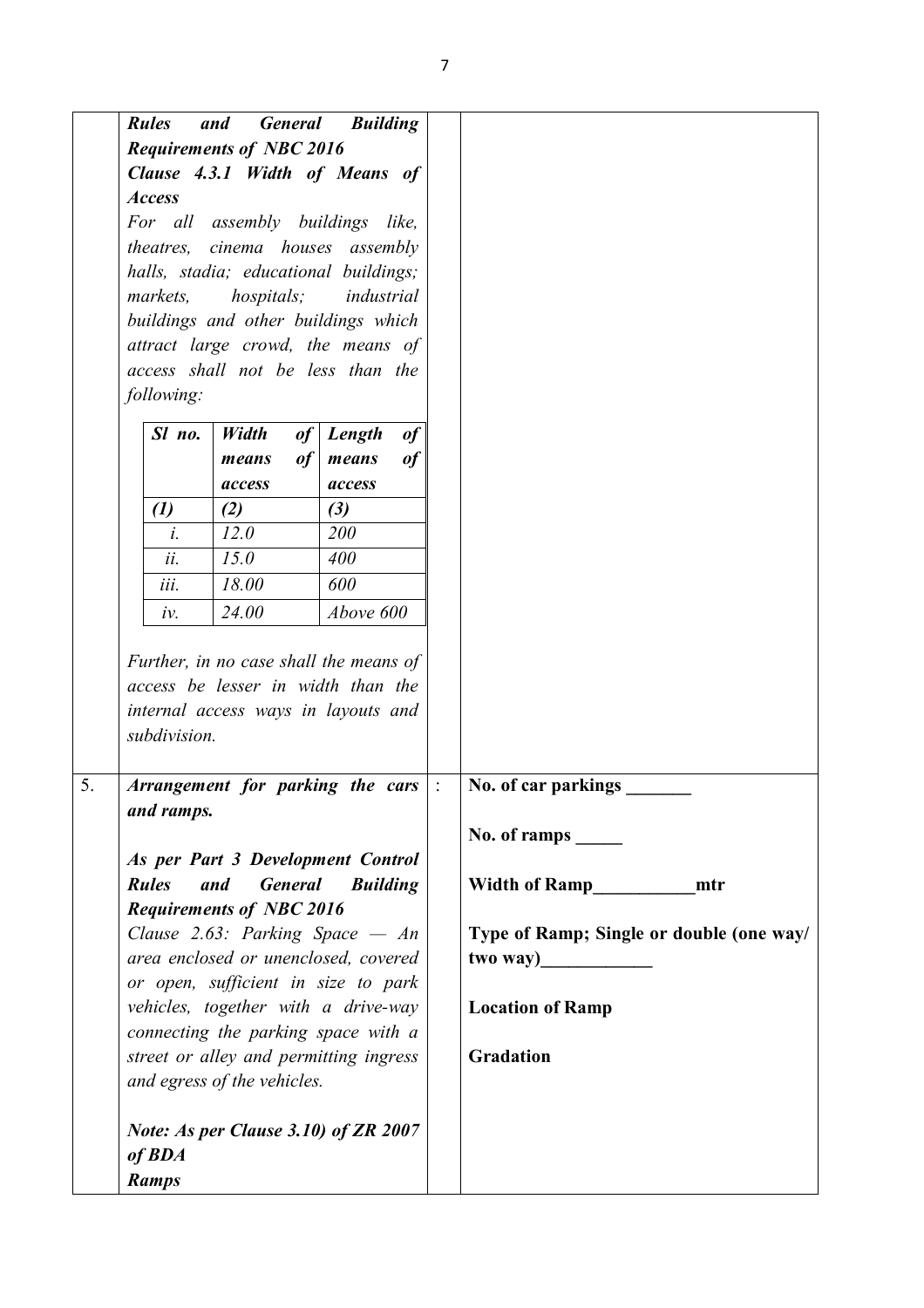| | | | |
|---|---|---|---|
| | ***Rules and General Building Requirements of NBC 2016***<br>***Clause 4.3.1 Width of Means of Access***<br>*For all assembly buildings like, theatres, cinema houses assembly halls, stadia; educational buildings; markets, hospitals; industrial buildings and other buildings which attract large crowd, the means of access shall not be less than the following:* | | |

| *Sl no.* | *Width of means of access* | *Length of means of access* |
|---|---|---|
| *(1)* | *(2)* | *(3)* |
| *i.* | *12.0* | *200* |
| *ii.* | *15.0* | *400* |
| *iii.* | *18.00* | *600* |
| *iv.* | *24.00* | *Above 600* |

*Further, in no case shall the means of access be lesser in width than the internal access ways in layouts and subdivision.*

| | | | |
|---|---|---|---|
| 5. | ***Arrangement for parking the cars and ramps.***<br><br>***As per Part 3 Development Control Rules and General Building Requirements of NBC 2016***<br>*Clause 2.63: Parking Space — An area enclosed or unenclosed, covered or open, sufficient in size to park vehicles, together with a drive-way connecting the parking space with a street or alley and permitting ingress and egress of the vehicles.*<br><br>***Note: As per Clause 3.10) of ZR 2007 of BDA***<br>***Ramps*** | : | **No. of car parkings _______**<br><br>**No. of ramps _____**<br><br>**Width of Ramp___________mtr**<br><br>**Type of Ramp; Single or double (one way/ two way)____________**<br><br>**Location of Ramp**<br><br>**Gradation** |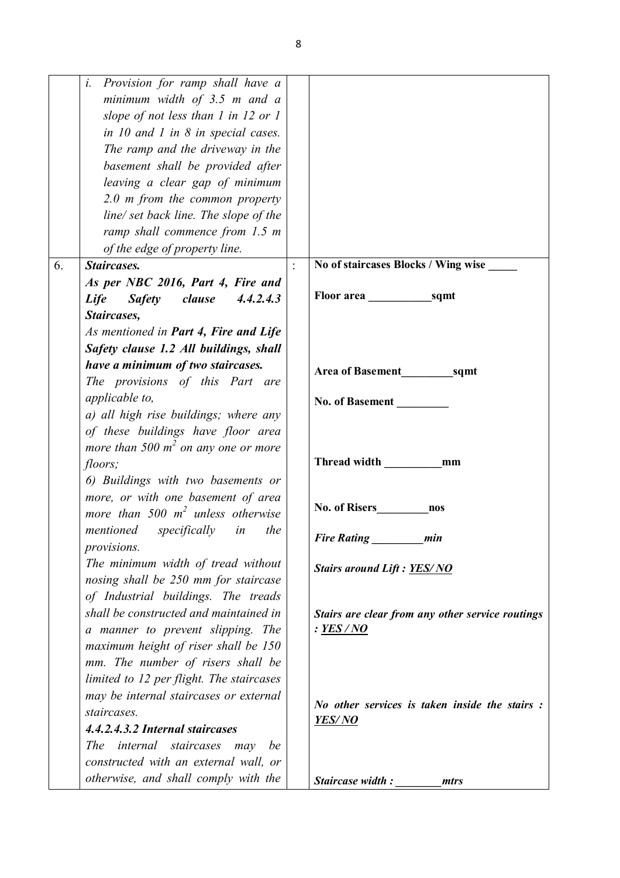| | | | |
|---|---|---|---|
| | *i. Provision for ramp shall have a minimum width of 3.5 m and a slope of not less than 1 in 12 or 1 in 10 and 1 in 8 in special cases. The ramp and the driveway in the basement shall be provided after leaving a clear gap of minimum 2.0 m from the common property line/ set back line. The slope of the ramp shall commence from 1.5 m of the edge of property line.* | | |
| 6. | ***Staircases.***<br>***As per NBC 2016, Part 4, Fire and Life Safety clause 4.4.2.4.3 Staircases,***<br>*As mentioned in **Part 4, Fire and Life Safety clause 1.2 All buildings, shall have a minimum of two staircases.***<br>*The provisions of this Part are applicable to,*<br>*a) all high rise buildings; where any of these buildings have floor area more than 500 $m^2$ on any one or more floors;*<br>*6) Buildings with two basements or more, or with one basement of area more than 500 $m^2$ unless otherwise mentioned specifically in the provisions.*<br>*The minimum width of tread without nosing shall be 250 mm for staircase of Industrial buildings. The treads shall be constructed and maintained in a manner to prevent slipping. The maximum height of riser shall be 150 mm. The number of risers shall be limited to 12 per flight. The staircases may be internal staircases or external staircases.*<br>***4.4.2.4.3.2 Internal staircases***<br>*The internal staircases may be constructed with an external wall, or otherwise, and shall comply with the* | : | **No of staircases Blocks / Wing wise _____**<br><br>**Floor area ___________sqmt**<br><br>**Area of Basement_________sqmt**<br><br>**No. of Basement _________**<br><br>**Thread width __________mm**<br><br>**No. of Risers_________nos**<br><br>***Fire Rating _________min***<br><br>***Stairs around Lift : <u>YES/ NO</u>***<br><br>***Stairs are clear from any other service routings : <u>YES / NO</u>***<br><br>***No other services is taken inside the stairs : <u>YES/ NO</u>***<br><br>***Staircase width : ________mtrs*** |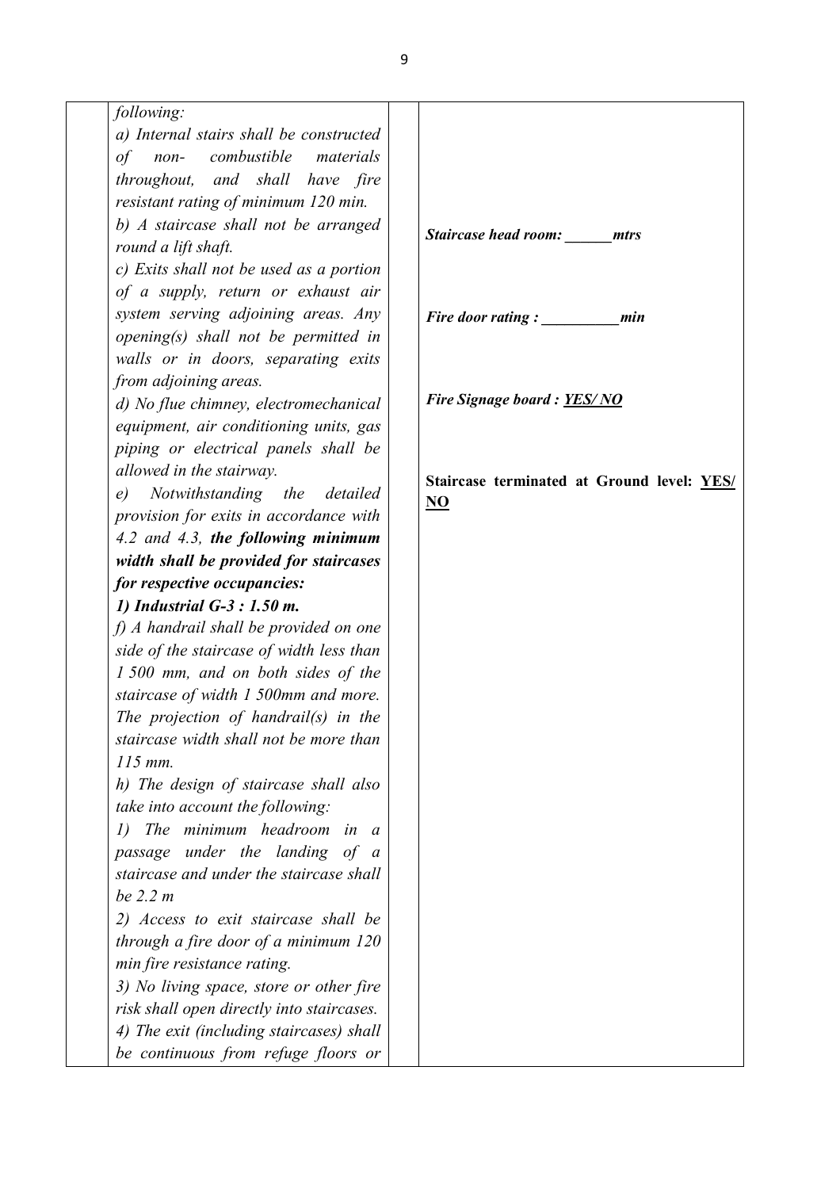| | | | |
|---|---|---|---|
| | *following:*<br>*a) Internal stairs shall be constructed of non- combustible materials throughout, and shall have fire resistant rating of minimum 120 min.*<br>*b) A staircase shall not be arranged round a lift shaft.*<br>*c) Exits shall not be used as a portion of a supply, return or exhaust air system serving adjoining areas. Any opening(s) shall not be permitted in walls or in doors, separating exits from adjoining areas.*<br>*d) No flue chimney, electromechanical equipment, air conditioning units, gas piping or electrical panels shall be allowed in the stairway.*<br>*e) Notwithstanding the detailed provision for exits in accordance with 4.2 and 4.3,* ***the following minimum width shall be provided for staircases for respective occupancies:***<br>***1) Industrial G-3 : 1.50 m.***<br>*f) A handrail shall be provided on one side of the staircase of width less than 1 500 mm, and on both sides of the staircase of width 1 500mm and more. The projection of handrail(s) in the staircase width shall not be more than 115 mm.*<br>*h) The design of staircase shall also take into account the following:*<br>*1) The minimum headroom in a passage under the landing of a staircase and under the staircase shall be 2.2 m*<br>*2) Access to exit staircase shall be through a fire door of a minimum 120 min fire resistance rating.*<br>*3) No living space, store or other fire risk shall open directly into staircases.*<br>*4) The exit (including staircases) shall be continuous from refuge floors or* | | ***Staircase head room: ______mtrs***<br><br>***Fire door rating : __________min***<br><br>***Fire Signage board : YES/ NO***<br><br>**Staircase terminated at Ground level: YES/ NO** |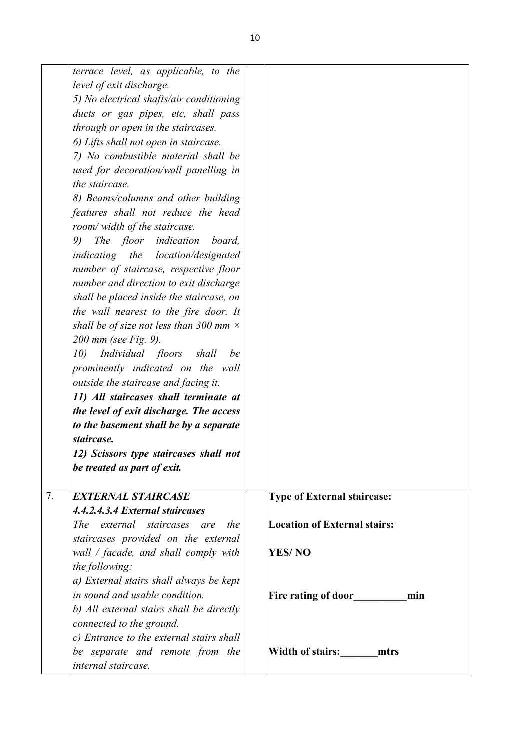| | | | |
|---|---|---|---|
| | *terrace level, as applicable, to the level of exit discharge.*<br>*5) No electrical shafts/air conditioning ducts or gas pipes, etc, shall pass through or open in the staircases.*<br>*6) Lifts shall not open in staircase.*<br>*7) No combustible material shall be used for decoration/wall panelling in the staircase.*<br>*8) Beams/columns and other building features shall not reduce the head room/ width of the staircase.*<br>*9) The floor indication board, indicating the location/designated number of staircase, respective floor number and direction to exit discharge shall be placed inside the staircase, on the wall nearest to the fire door. It shall be of size not less than 300 mm × 200 mm (see Fig. 9).*<br>*10) Individual floors shall be prominently indicated on the wall outside the staircase and facing it.*<br>***11) All staircases shall terminate at the level of exit discharge. The access to the basement shall be by a separate staircase.***<br>***12) Scissors type staircases shall not be treated as part of exit.*** | | |
| 7. | ***EXTERNAL STAIRCASE***<br>***4.4.2.4.3.4 External staircases***<br>*The external staircases are the staircases provided on the external wall / facade, and shall comply with the following:*<br>*a) External stairs shall always be kept in sound and usable condition.*<br>*b) All external stairs shall be directly connected to the ground.*<br>*c) Entrance to the external stairs shall be separate and remote from the internal staircase.* | | **Type of External staircase:**<br><br>**Location of External stairs:**<br><br>**YES/ NO**<br><br>**Fire rating of door__________min**<br><br>**Width of stairs:_______mtrs** |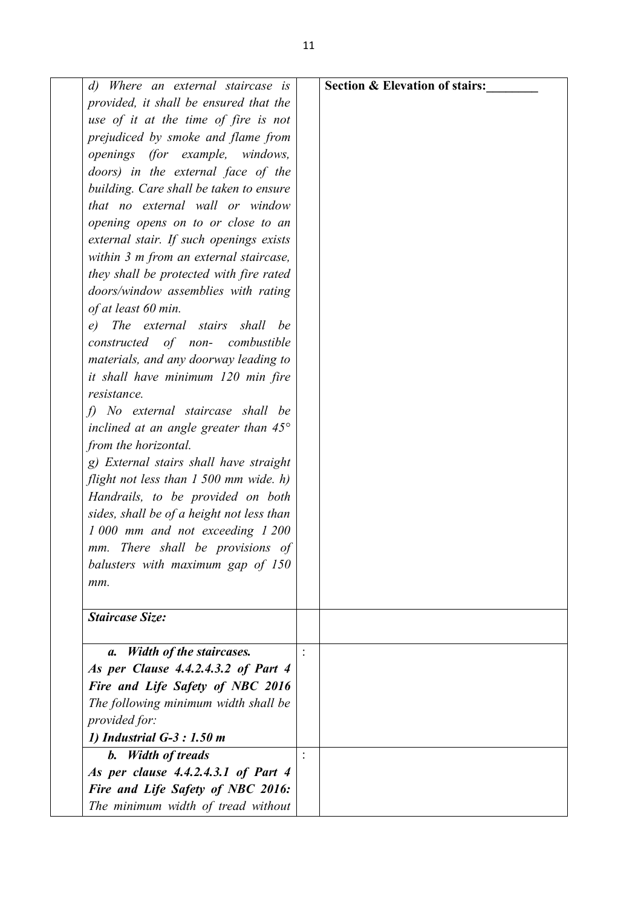| | | | |
|---|---|---|---|
| | *d) Where an external staircase is provided, it shall be ensured that the use of it at the time of fire is not prejudiced by smoke and flame from openings (for example, windows, doors) in the external face of the building. Care shall be taken to ensure that no external wall or window opening opens on to or close to an external stair. If such openings exists within 3 m from an external staircase, they shall be protected with fire rated doors/window assemblies with rating of at least 60 min.*<br>*e) The external stairs shall be constructed of non- combustible materials, and any doorway leading to it shall have minimum 120 min fire resistance.*<br>*f) No external staircase shall be inclined at an angle greater than 45° from the horizontal.*<br>*g) External stairs shall have straight flight not less than 1 500 mm wide. h) Handrails, to be provided on both sides, shall be of a height not less than 1 000 mm and not exceeding 1 200 mm. There shall be provisions of balusters with maximum gap of 150 mm.* | | **Section & Elevation of stairs:________** |
| | ***Staircase Size:*** | | |
| | ***a. Width of the staircases.***<br>***As per Clause 4.4.2.4.3.2 of Part 4 Fire and Life Safety of NBC 2016***<br>*The following minimum width shall be provided for:*<br>***1) Industrial G-3 : 1.50 m*** | : | |
| | ***b. Width of treads***<br>***As per clause 4.4.2.4.3.1 of Part 4 Fire and Life Safety of NBC 2016:***<br>*The minimum width of tread without* | : | |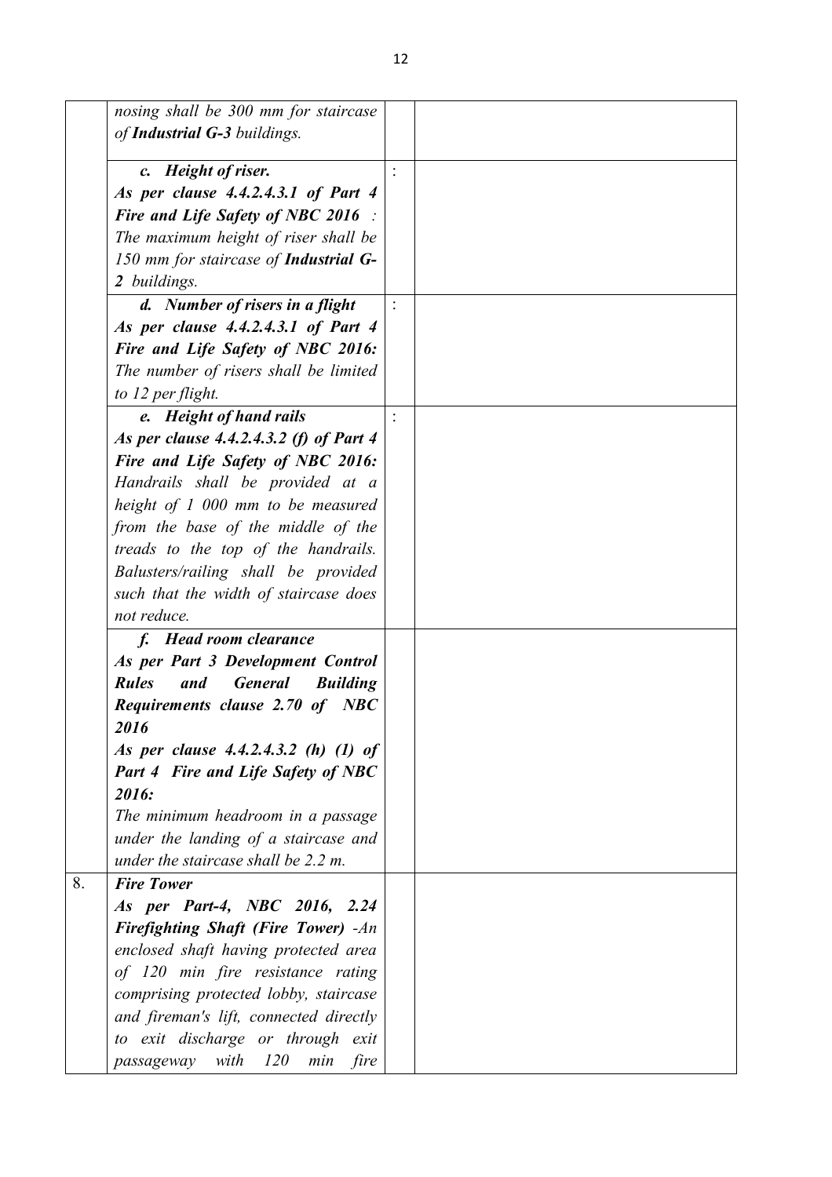|  |  |  |  |
|---|---|---|---|
|  | *nosing shall be 300 mm for staircase of **Industrial G-3** buildings.* |  |  |
|  | ***c. Height of riser.*** ***As per clause 4.4.2.4.3.1 of Part 4 Fire and Life Safety of NBC 2016*** *: The maximum height of riser shall be 150 mm for staircase of **Industrial G-2** buildings.* | : |  |
|  | ***d. Number of risers in a flight*** ***As per clause 4.4.2.4.3.1 of Part 4 Fire and Life Safety of NBC 2016:*** *The number of risers shall be limited to 12 per flight.* | : |  |
|  | ***e. Height of hand rails*** ***As per clause 4.4.2.4.3.2 (f) of Part 4 Fire and Life Safety of NBC 2016:*** *Handrails shall be provided at a height of 1 000 mm to be measured from the base of the middle of the treads to the top of the handrails. Balusters/railing shall be provided such that the width of staircase does not reduce.* | : |  |
|  | ***f. Head room clearance*** ***As per Part 3 Development Control Rules and General Building Requirements clause 2.70 of NBC 2016*** ***As per clause 4.4.2.4.3.2 (h) (1) of Part 4 Fire and Life Safety of NBC 2016:*** *The minimum headroom in a passage under the landing of a staircase and under the staircase shall be 2.2 m.* |  |  |
| 8. | ***Fire Tower*** ***As per Part-4, NBC 2016, 2.24 Firefighting Shaft (Fire Tower)*** *-An enclosed shaft having protected area of 120 min fire resistance rating comprising protected lobby, staircase and fireman's lift, connected directly to exit discharge or through exit passageway with 120 min fire* |  |  |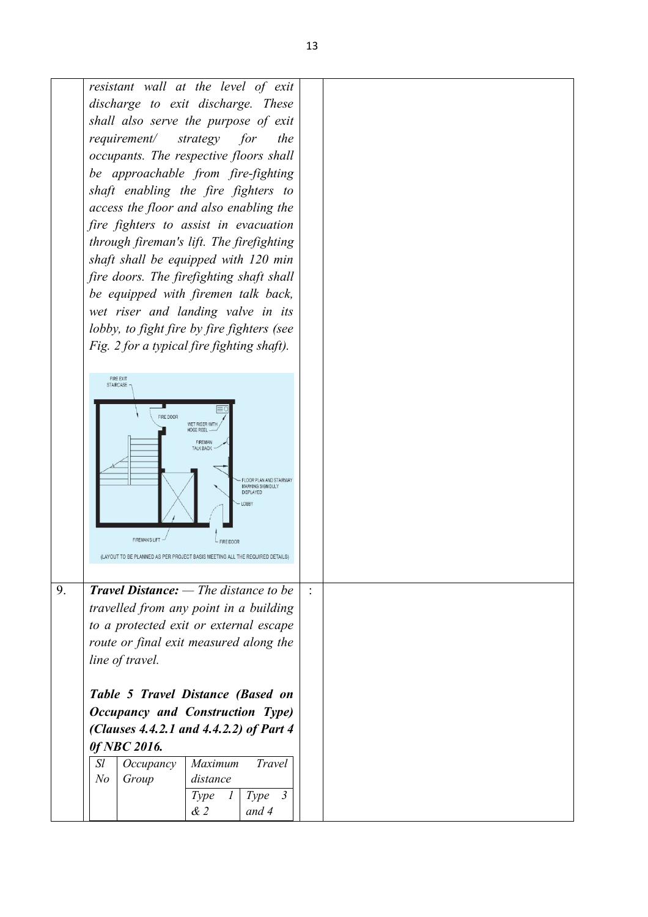| | | | |
|---|---|---|---|
| | *resistant wall at the level of exit discharge to exit discharge. These shall also serve the purpose of exit requirement/ strategy for the occupants. The respective floors shall be approachable from fire-fighting shaft enabling the fire fighters to access the floor and also enabling the fire fighters to assist in evacuation through fireman's lift. The firefighting shaft shall be equipped with 120 min fire doors. The firefighting shaft shall be equipped with firemen talk back, wet riser and landing valve in its lobby, to fight fire by fire fighters (see Fig. 2 for a typical fire fighting shaft).* | | |
| 9. | ***Travel Distance:** — The distance to be travelled from any point in a building to a protected exit or external escape route or final exit measured along the line of travel.* | : | |

***Table 5 Travel Distance (Based on Occupancy and Construction Type) (Clauses 4.4.2.1 and 4.4.2.2) of Part 4 0f NBC 2016.***

| *Sl No* | *Occupancy Group* | *Maximum Travel distance* | |
|---|---|---|---|
| | | *Type 1 & 2* | *Type 3 and 4* |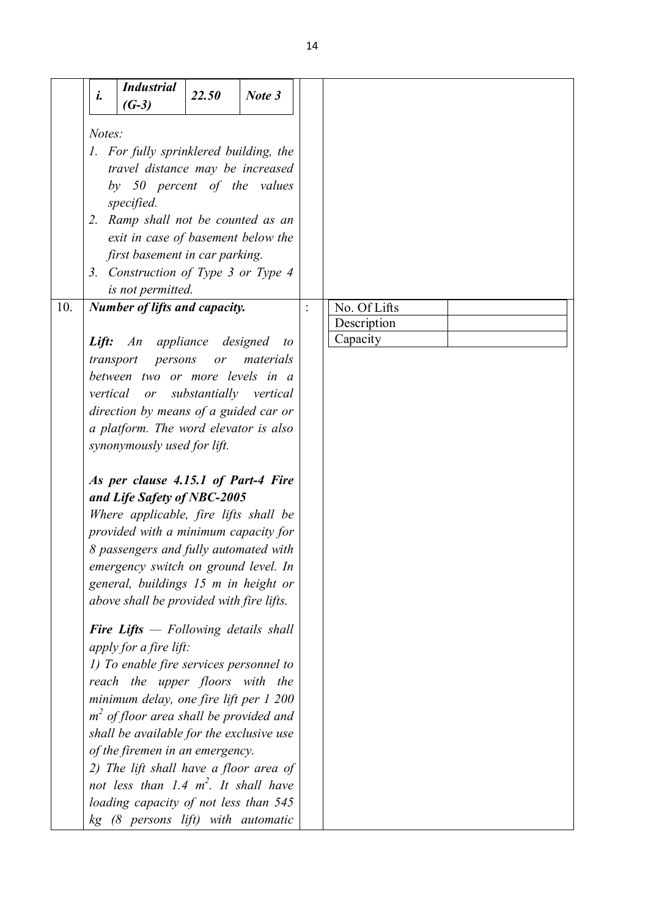| | | | | |
|---|---|---|---|---|
| | *i.* ***Industrial (G-3)*** ***22.50*** ***Note 3***<br><br>*Notes:*<br>*1. For fully sprinklered building, the travel distance may be increased by 50 percent of the values specified.*<br>*2. Ramp shall not be counted as an exit in case of basement below the first basement in car parking.*<br>*3. Construction of Type 3 or Type 4 is not permitted.* | | | |
| 10. | ***Number of lifts and capacity.***<br><br>***Lift:*** *An appliance designed to transport persons or materials between two or more levels in a vertical or substantially vertical direction by means of a guided car or a platform. The word elevator is also synonymously used for lift.*<br><br>***As per clause 4.15.1 of Part-4 Fire and Life Safety of NBC-2005***<br>*Where applicable, fire lifts shall be provided with a minimum capacity for 8 passengers and fully automated with emergency switch on ground level. In general, buildings 15 m in height or above shall be provided with fire lifts.*<br><br>***Fire Lifts*** *— Following details shall apply for a fire lift:*<br>*1) To enable fire services personnel to reach the upper floors with the minimum delay, one fire lift per 1 200 $m^2$ of floor area shall be provided and shall be available for the exclusive use of the firemen in an emergency.*<br>*2) The lift shall have a floor area of not less than 1.4 $m^2$. It shall have loading capacity of not less than 545 kg (8 persons lift) with automatic* | : | No. Of Lifts<br>Description<br>Capacity | |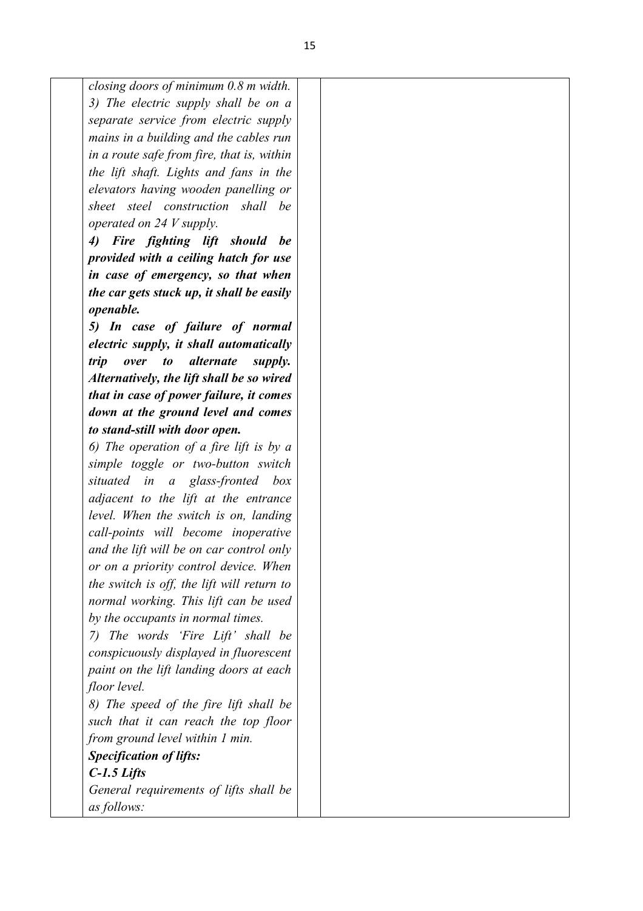| | | | |
|---|---|---|---|
| | *closing doors of minimum 0.8 m width.*<br>*3) The electric supply shall be on a separate service from electric supply mains in a building and the cables run in a route safe from fire, that is, within the lift shaft. Lights and fans in the elevators having wooden panelling or sheet steel construction shall be operated on 24 V supply.*<br>***4) Fire fighting lift should be provided with a ceiling hatch for use in case of emergency, so that when the car gets stuck up, it shall be easily openable.***<br>***5) In case of failure of normal electric supply, it shall automatically trip over to alternate supply. Alternatively, the lift shall be so wired that in case of power failure, it comes down at the ground level and comes to stand-still with door open.***<br>*6) The operation of a fire lift is by a simple toggle or two-button switch situated in a glass-fronted box adjacent to the lift at the entrance level. When the switch is on, landing call-points will become inoperative and the lift will be on car control only or on a priority control device. When the switch is off, the lift will return to normal working. This lift can be used by the occupants in normal times.*<br>*7) The words 'Fire Lift' shall be conspicuously displayed in fluorescent paint on the lift landing doors at each floor level.*<br>*8) The speed of the fire lift shall be such that it can reach the top floor from ground level within 1 min.*<br>***Specification of lifts:***<br>***C-1.5 Lifts***<br>*General requirements of lifts shall be as follows:* | | |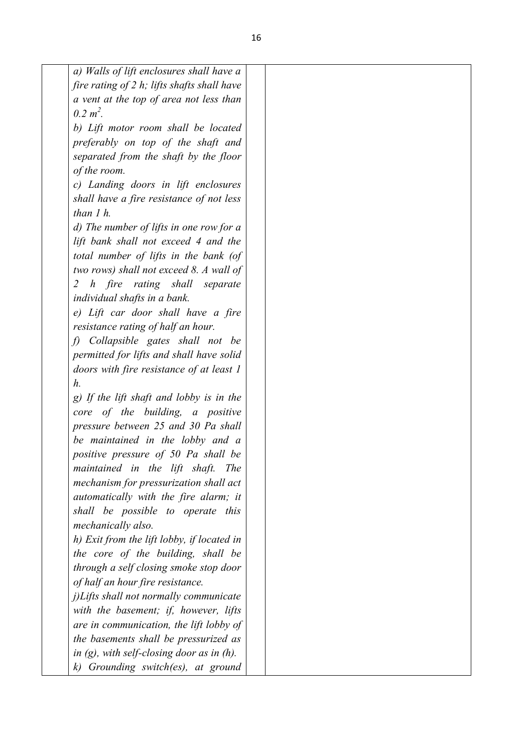| | | | |
|---|---|---|---|
| | *a) Walls of lift enclosures shall have a fire rating of 2 h; lifts shafts shall have a vent at the top of area not less than $0.2\ m^2$.*<br>*b) Lift motor room shall be located preferably on top of the shaft and separated from the shaft by the floor of the room.*<br>*c) Landing doors in lift enclosures shall have a fire resistance of not less than 1 h.*<br>*d) The number of lifts in one row for a lift bank shall not exceed 4 and the total number of lifts in the bank (of two rows) shall not exceed 8. A wall of 2 h fire rating shall separate individual shafts in a bank.*<br>*e) Lift car door shall have a fire resistance rating of half an hour.*<br>*f) Collapsible gates shall not be permitted for lifts and shall have solid doors with fire resistance of at least 1 h.*<br>*g) If the lift shaft and lobby is in the core of the building, a positive pressure between 25 and 30 Pa shall be maintained in the lobby and a positive pressure of 50 Pa shall be maintained in the lift shaft. The mechanism for pressurization shall act automatically with the fire alarm; it shall be possible to operate this mechanically also.*<br>*h) Exit from the lift lobby, if located in the core of the building, shall be through a self closing smoke stop door of half an hour fire resistance.*<br>*j)Lifts shall not normally communicate with the basement; if, however, lifts are in communication, the lift lobby of the basements shall be pressurized as in (g), with self-closing door as in (h).*<br>*k) Grounding switch(es), at ground* | | |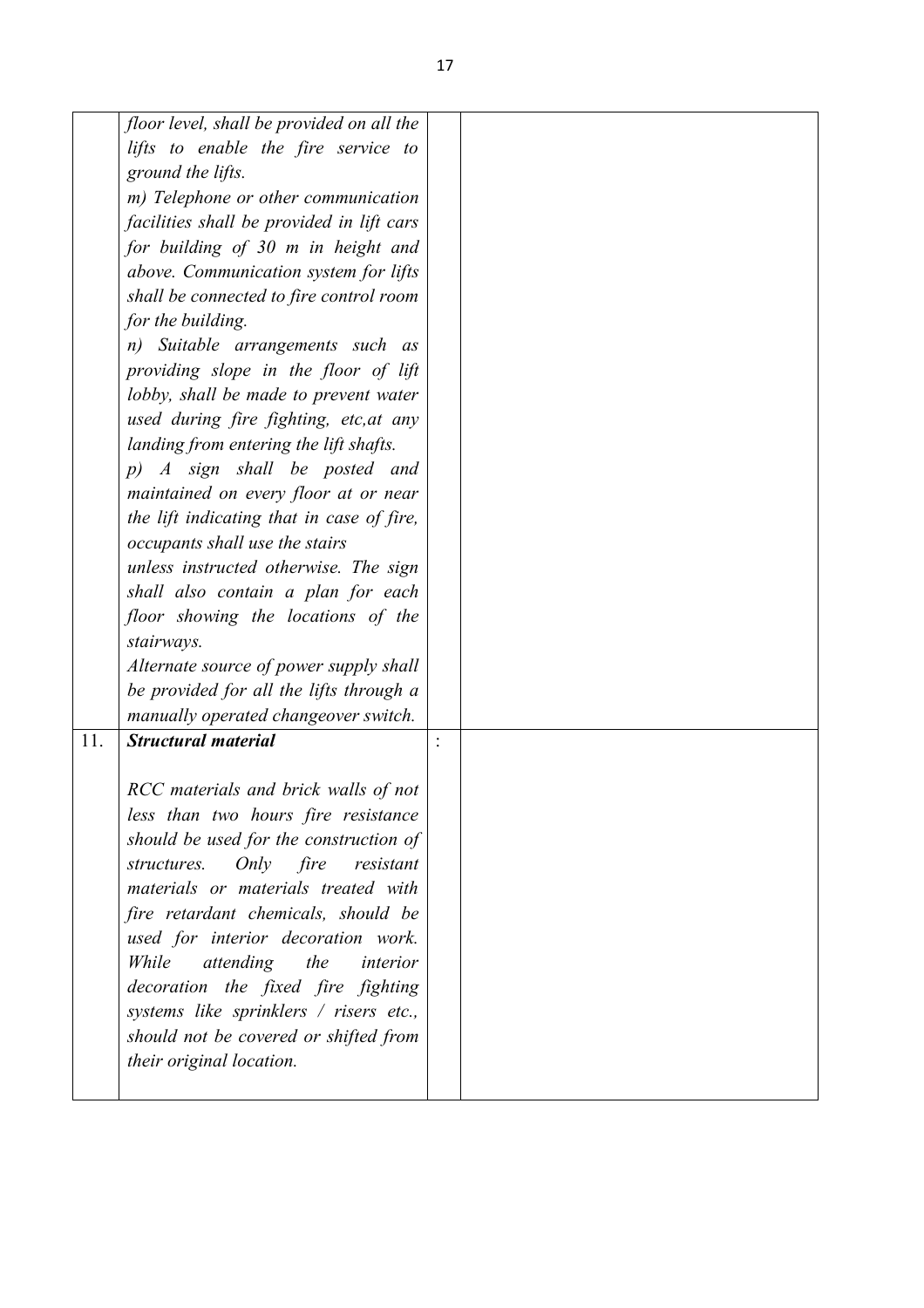| | | | |
|---|---|---|---|
| | *floor level, shall be provided on all the lifts to enable the fire service to ground the lifts.*<br>*m) Telephone or other communication facilities shall be provided in lift cars for building of 30 m in height and above. Communication system for lifts shall be connected to fire control room for the building.*<br>*n) Suitable arrangements such as providing slope in the floor of lift lobby, shall be made to prevent water used during fire fighting, etc,at any landing from entering the lift shafts.*<br>*p) A sign shall be posted and maintained on every floor at or near the lift indicating that in case of fire, occupants shall use the stairs unless instructed otherwise. The sign shall also contain a plan for each floor showing the locations of the stairways.*<br>*Alternate source of power supply shall be provided for all the lifts through a manually operated changeover switch.* | | |
| 11. | ***Structural material***<br><br>*RCC materials and brick walls of not less than two hours fire resistance should be used for the construction of structures. Only fire resistant materials or materials treated with fire retardant chemicals, should be used for interior decoration work. While attending the interior decoration the fixed fire fighting systems like sprinklers / risers etc., should not be covered or shifted from their original location.* | : | |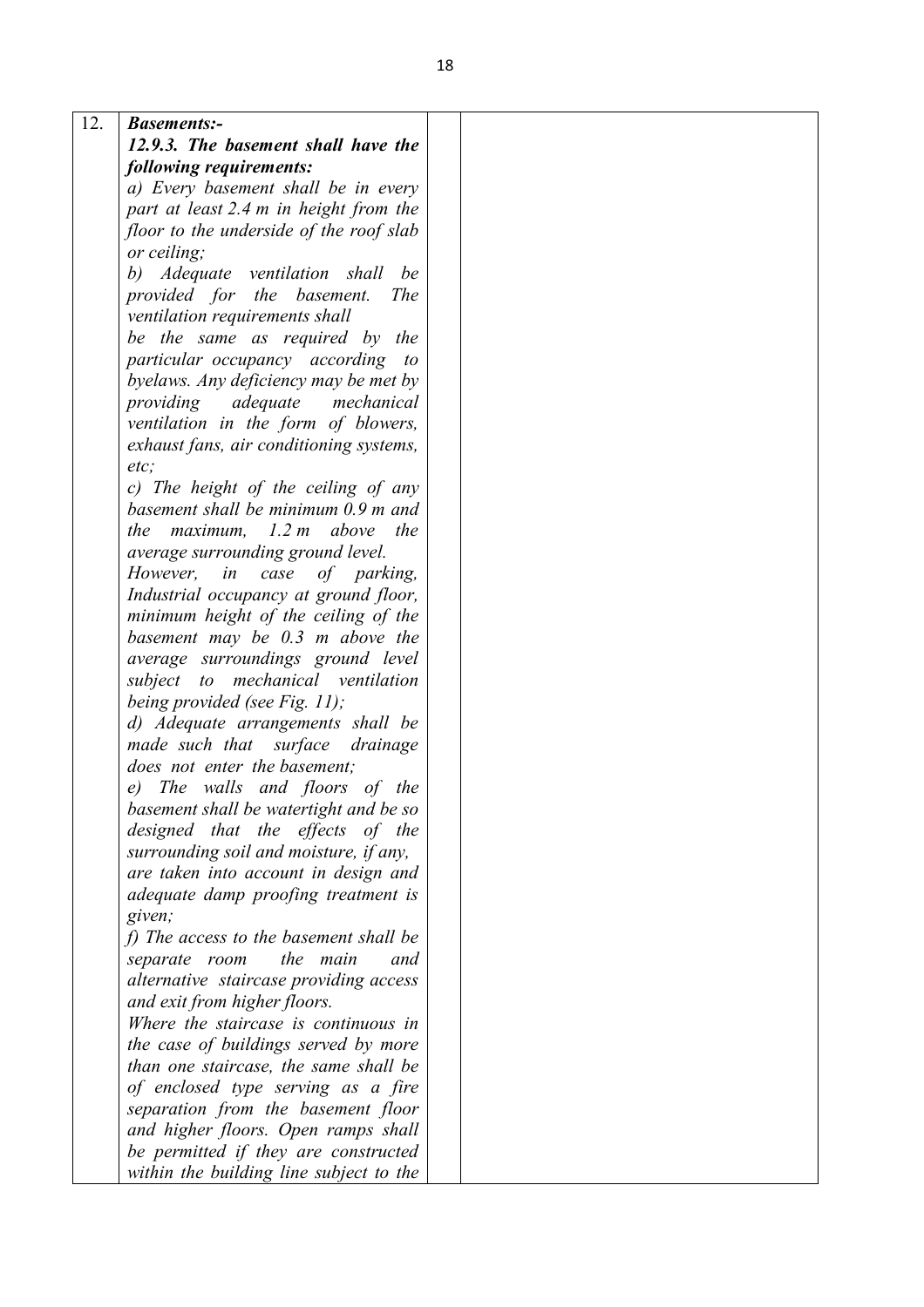| 12. | ***Basements:-*** <br> ***12.9.3. The basement shall have the following requirements:*** <br> *a) Every basement shall be in every part at least 2.4 m in height from the floor to the underside of the roof slab or ceiling;* <br> *b) Adequate ventilation shall be provided for the basement. The ventilation requirements shall be the same as required by the particular occupancy according to byelaws. Any deficiency may be met by providing adequate mechanical ventilation in the form of blowers, exhaust fans, air conditioning systems, etc;* <br> *c) The height of the ceiling of any basement shall be minimum 0.9 m and the maximum, 1.2 m above the average surrounding ground level. However, in case of parking, Industrial occupancy at ground floor, minimum height of the ceiling of the basement may be 0.3 m above the average surroundings ground level subject to mechanical ventilation being provided (see Fig. 11);* <br> *d) Adequate arrangements shall be made such that surface drainage does not enter the basement;* <br> *e) The walls and floors of the basement shall be watertight and be so designed that the effects of the surrounding soil and moisture, if any, are taken into account in design and adequate damp proofing treatment is given;* <br> *f) The access to the basement shall be separate room the main and alternative staircase providing access and exit from higher floors. Where the staircase is continuous in the case of buildings served by more than one staircase, the same shall be of enclosed type serving as a fire separation from the basement floor and higher floors. Open ramps shall be permitted if they are constructed within the building line subject to the* | | |
|---|---|---|---|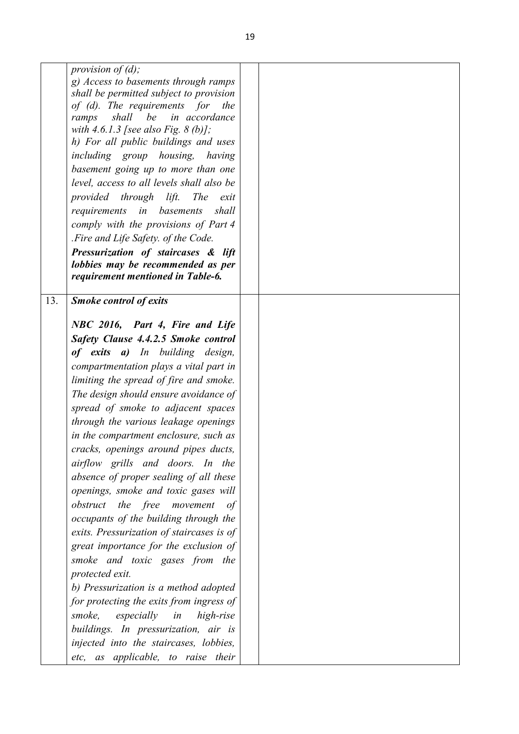|  |  |  |  |
|---|---|---|---|
|  | *provision of (d);* <br> *g) Access to basements through ramps shall be permitted subject to provision of (d). The requirements for the ramps shall be in accordance with 4.6.1.3 [see also Fig. 8 (b)];* <br> *h) For all public buildings and uses including group housing, having basement going up to more than one level, access to all levels shall also be provided through lift. The exit requirements in basements shall comply with the provisions of Part 4 .Fire and Life Safety. of the Code.* <br> ***Pressurization of staircases & lift lobbies may be recommended as per requirement mentioned in Table-6.*** |  |  |
| 13. | ***Smoke control of exits*** <br><br> ***NBC 2016, Part 4, Fire and Life Safety Clause 4.4.2.5 Smoke control of exits a)*** *In building design, compartmentation plays a vital part in limiting the spread of fire and smoke. The design should ensure avoidance of spread of smoke to adjacent spaces through the various leakage openings in the compartment enclosure, such as cracks, openings around pipes ducts, airflow grills and doors. In the absence of proper sealing of all these openings, smoke and toxic gases will obstruct the free movement of occupants of the building through the exits. Pressurization of staircases is of great importance for the exclusion of smoke and toxic gases from the protected exit.* <br> *b) Pressurization is a method adopted for protecting the exits from ingress of smoke, especially in high-rise buildings. In pressurization, air is injected into the staircases, lobbies, etc, as applicable, to raise their* |  |  |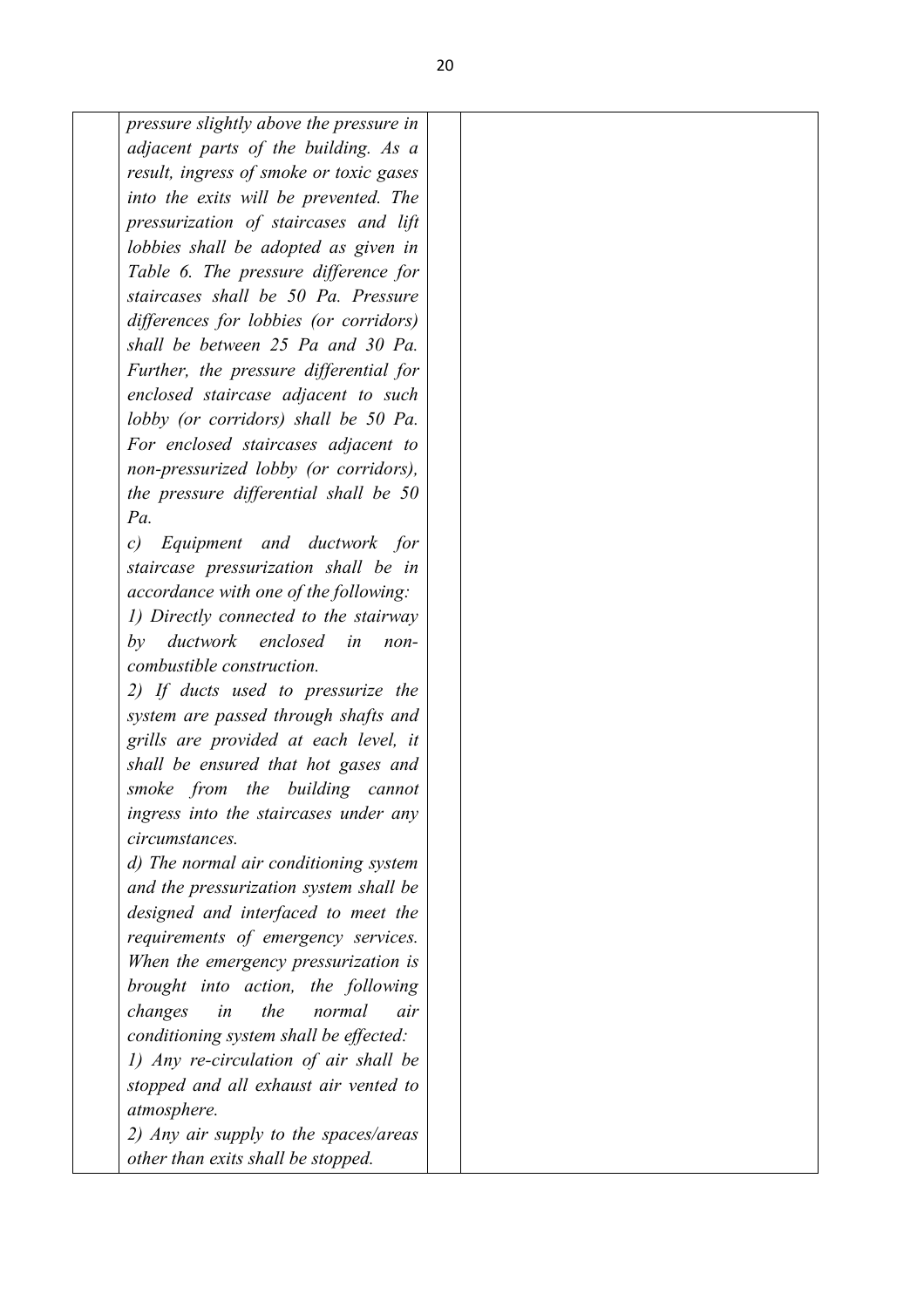| | | | |
|---|---|---|---|
| | *pressure slightly above the pressure in adjacent parts of the building. As a result, ingress of smoke or toxic gases into the exits will be prevented. The pressurization of staircases and lift lobbies shall be adopted as given in Table 6. The pressure difference for staircases shall be 50 Pa. Pressure differences for lobbies (or corridors) shall be between 25 Pa and 30 Pa. Further, the pressure differential for enclosed staircase adjacent to such lobby (or corridors) shall be 50 Pa. For enclosed staircases adjacent to non-pressurized lobby (or corridors), the pressure differential shall be 50 Pa.*<br>*c) Equipment and ductwork for staircase pressurization shall be in accordance with one of the following:*<br>*1) Directly connected to the stairway by ductwork enclosed in non-combustible construction.*<br>*2) If ducts used to pressurize the system are passed through shafts and grills are provided at each level, it shall be ensured that hot gases and smoke from the building cannot ingress into the staircases under any circumstances.*<br>*d) The normal air conditioning system and the pressurization system shall be designed and interfaced to meet the requirements of emergency services. When the emergency pressurization is brought into action, the following changes in the normal air conditioning system shall be effected:*<br>*1) Any re-circulation of air shall be stopped and all exhaust air vented to atmosphere.*<br>*2) Any air supply to the spaces/areas other than exits shall be stopped.* | | |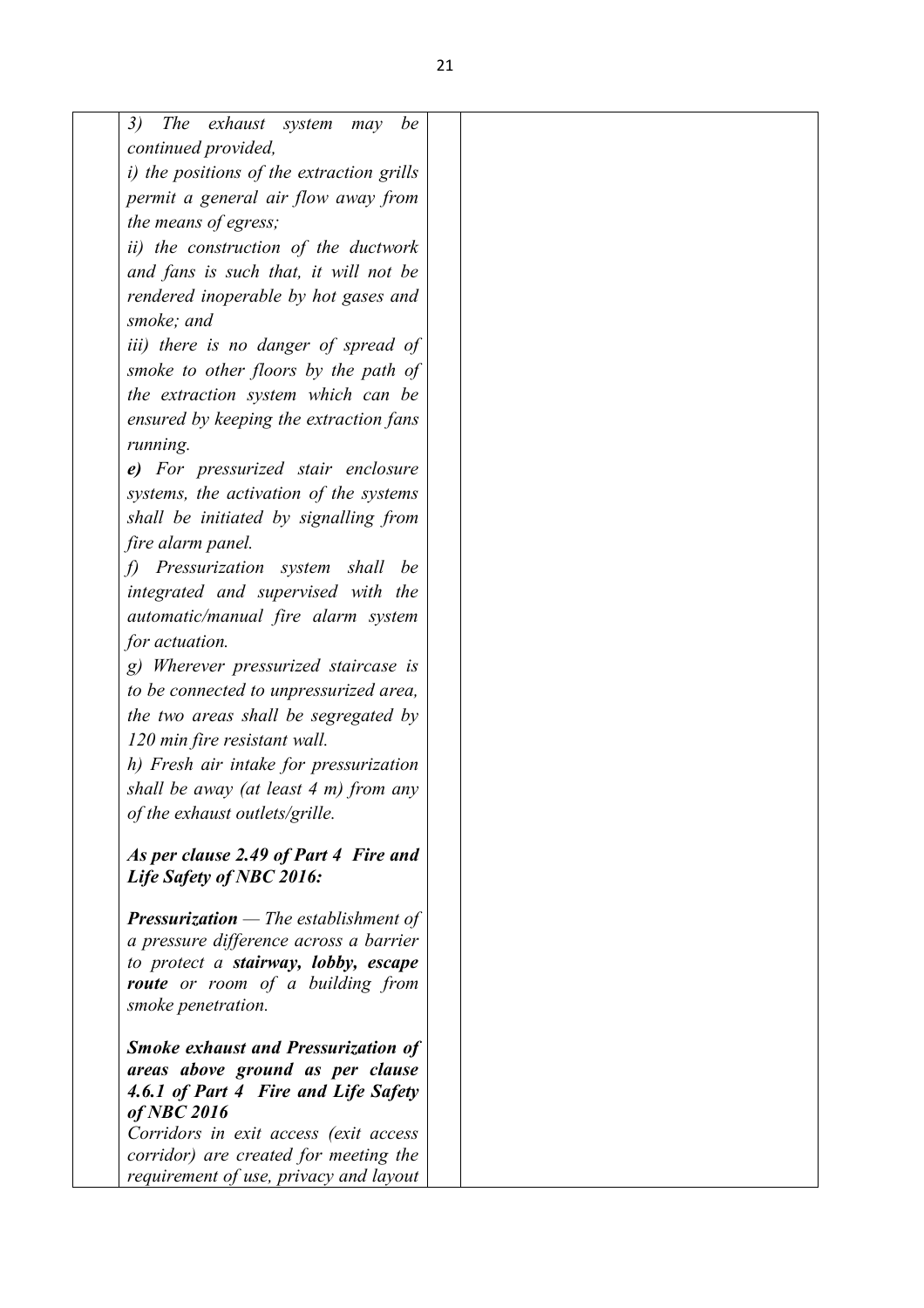| | | | |
|---|---|---|---|
| | *3) The exhaust system may be continued provided,*<br>*i) the positions of the extraction grills permit a general air flow away from the means of egress;*<br>*ii) the construction of the ductwork and fans is such that, it will not be rendered inoperable by hot gases and smoke; and*<br>*iii) there is no danger of spread of smoke to other floors by the path of the extraction system which can be ensured by keeping the extraction fans running.*<br>***e)*** *For pressurized stair enclosure systems, the activation of the systems shall be initiated by signalling from fire alarm panel.*<br>*f) Pressurization system shall be integrated and supervised with the automatic/manual fire alarm system for actuation.*<br>*g) Wherever pressurized staircase is to be connected to unpressurized area, the two areas shall be segregated by 120 min fire resistant wall.*<br>*h) Fresh air intake for pressurization shall be away (at least 4 m) from any of the exhaust outlets/grille.*<br><br>***As per clause 2.49 of Part 4 Fire and Life Safety of NBC 2016:***<br><br>***Pressurization*** *— The establishment of a pressure difference across a barrier to protect a* ***stairway, lobby, escape route*** *or room of a building from smoke penetration.*<br><br>***Smoke exhaust and Pressurization of areas above ground as per clause 4.6.1 of Part 4 Fire and Life Safety of NBC 2016***<br>*Corridors in exit access (exit access corridor) are created for meeting the requirement of use, privacy and layout* | | |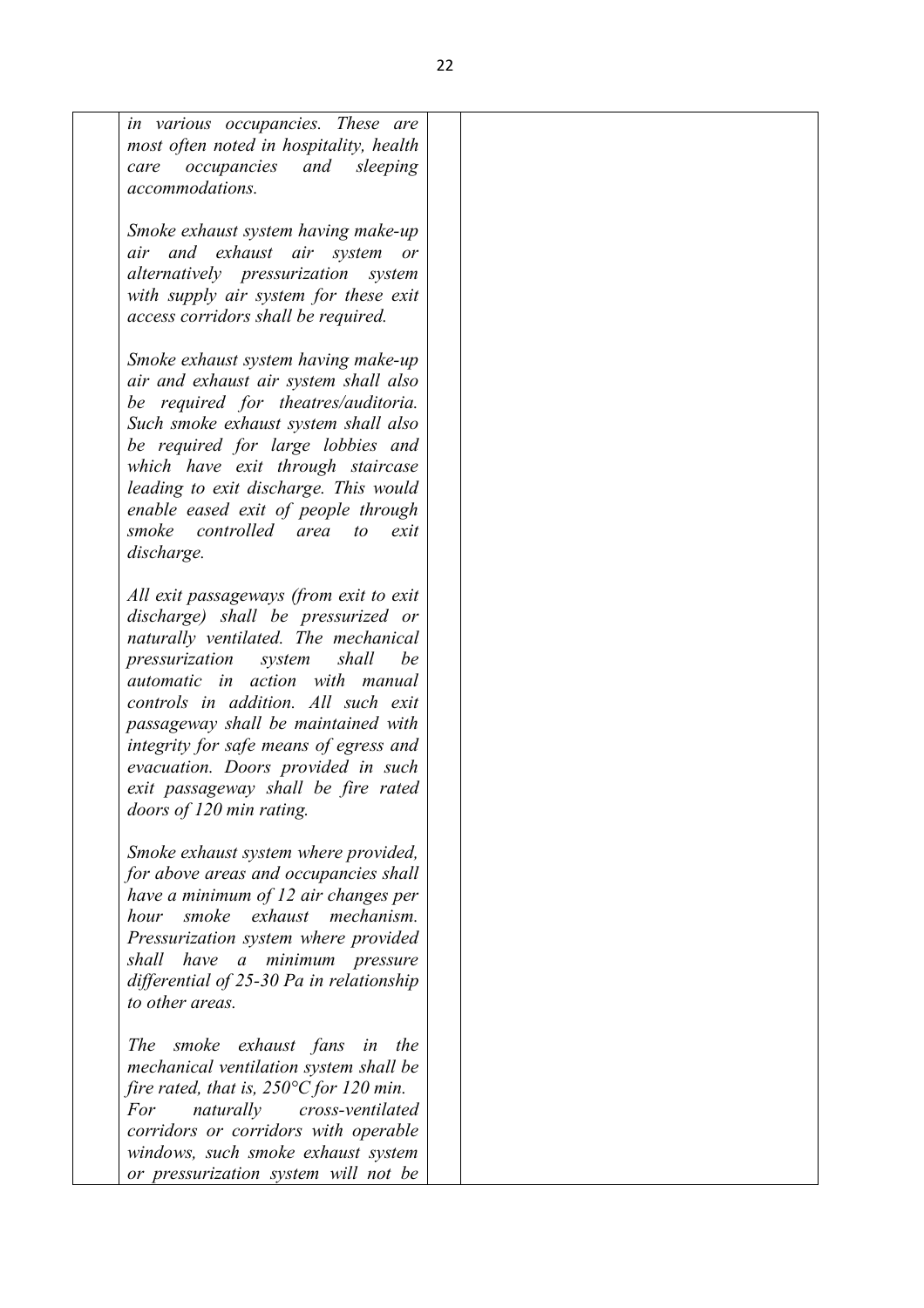| | | | |
|---|---|---|---|
| | *in various occupancies. These are most often noted in hospitality, health care occupancies and sleeping accommodations.*<br><br>*Smoke exhaust system having make-up air and exhaust air system or alternatively pressurization system with supply air system for these exit access corridors shall be required.*<br><br>*Smoke exhaust system having make-up air and exhaust air system shall also be required for theatres/auditoria. Such smoke exhaust system shall also be required for large lobbies and which have exit through staircase leading to exit discharge. This would enable eased exit of people through smoke controlled area to exit discharge.*<br><br>*All exit passageways (from exit to exit discharge) shall be pressurized or naturally ventilated. The mechanical pressurization system shall be automatic in action with manual controls in addition. All such exit passageway shall be maintained with integrity for safe means of egress and evacuation. Doors provided in such exit passageway shall be fire rated doors of 120 min rating.*<br><br>*Smoke exhaust system where provided, for above areas and occupancies shall have a minimum of 12 air changes per hour smoke exhaust mechanism. Pressurization system where provided shall have a minimum pressure differential of 25-30 Pa in relationship to other areas.*<br><br>*The smoke exhaust fans in the mechanical ventilation system shall be fire rated, that is, 250°C for 120 min. For naturally cross-ventilated corridors or corridors with operable windows, such smoke exhaust system or pressurization system will not be* | | |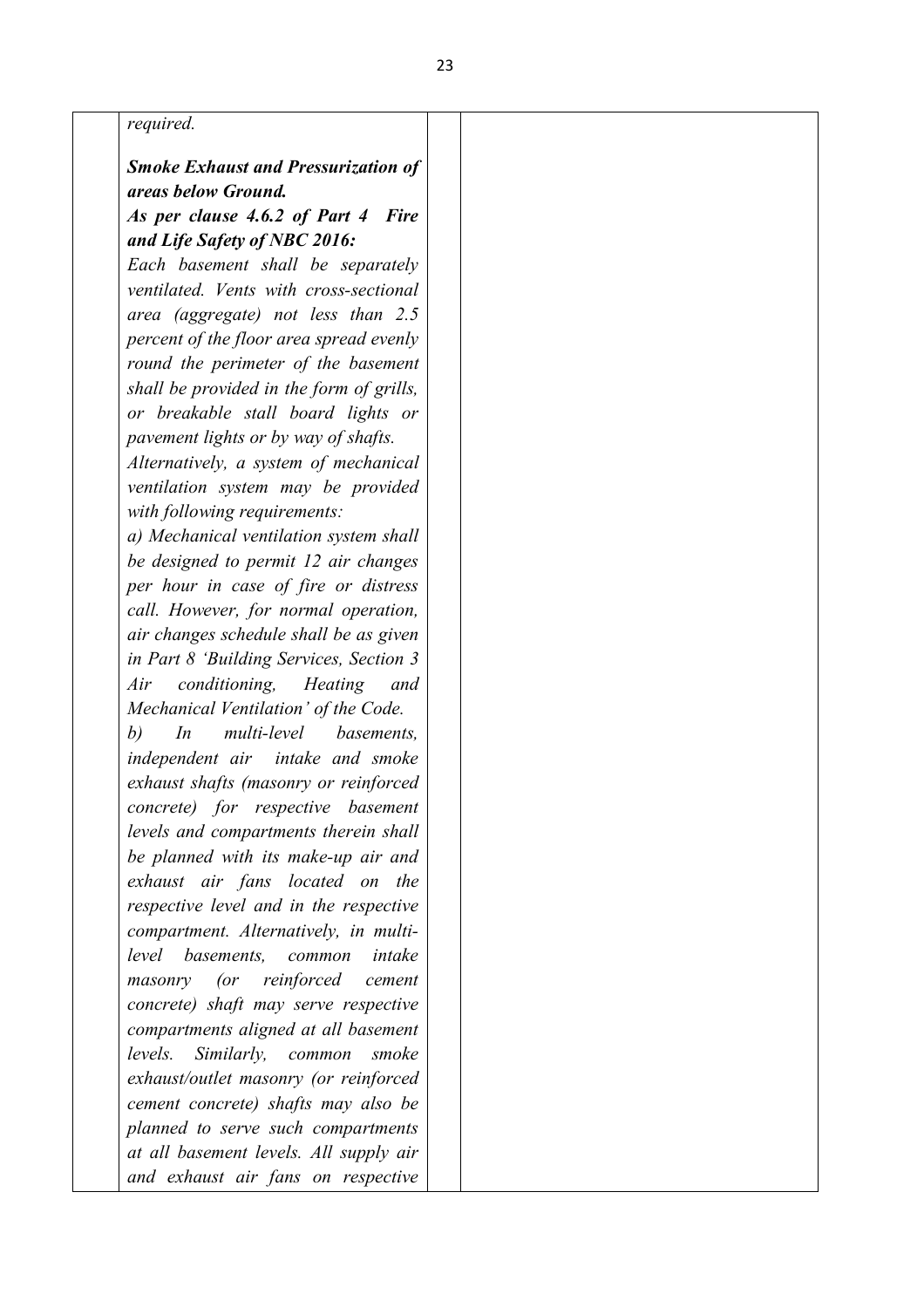*required.*

***Smoke Exhaust and Pressurization of areas below Ground.***

***As per clause 4.6.2 of Part 4 Fire and Life Safety of NBC 2016:***

*Each basement shall be separately ventilated. Vents with cross-sectional area (aggregate) not less than 2.5 percent of the floor area spread evenly round the perimeter of the basement shall be provided in the form of grills, or breakable stall board lights or pavement lights or by way of shafts.*

*Alternatively, a system of mechanical ventilation system may be provided with following requirements:*

*a) Mechanical ventilation system shall be designed to permit 12 air changes per hour in case of fire or distress call. However, for normal operation, air changes schedule shall be as given in Part 8 'Building Services, Section 3 Air conditioning, Heating and Mechanical Ventilation' of the Code.*

*b) In multi-level basements, independent air intake and smoke exhaust shafts (masonry or reinforced concrete) for respective basement levels and compartments therein shall be planned with its make-up air and exhaust air fans located on the respective level and in the respective compartment. Alternatively, in multi-level basements, common intake masonry (or reinforced cement concrete) shaft may serve respective compartments aligned at all basement levels. Similarly, common smoke exhaust/outlet masonry (or reinforced cement concrete shafts) may also be planned to serve such compartments at all basement levels. All supply air and exhaust air fans on respective*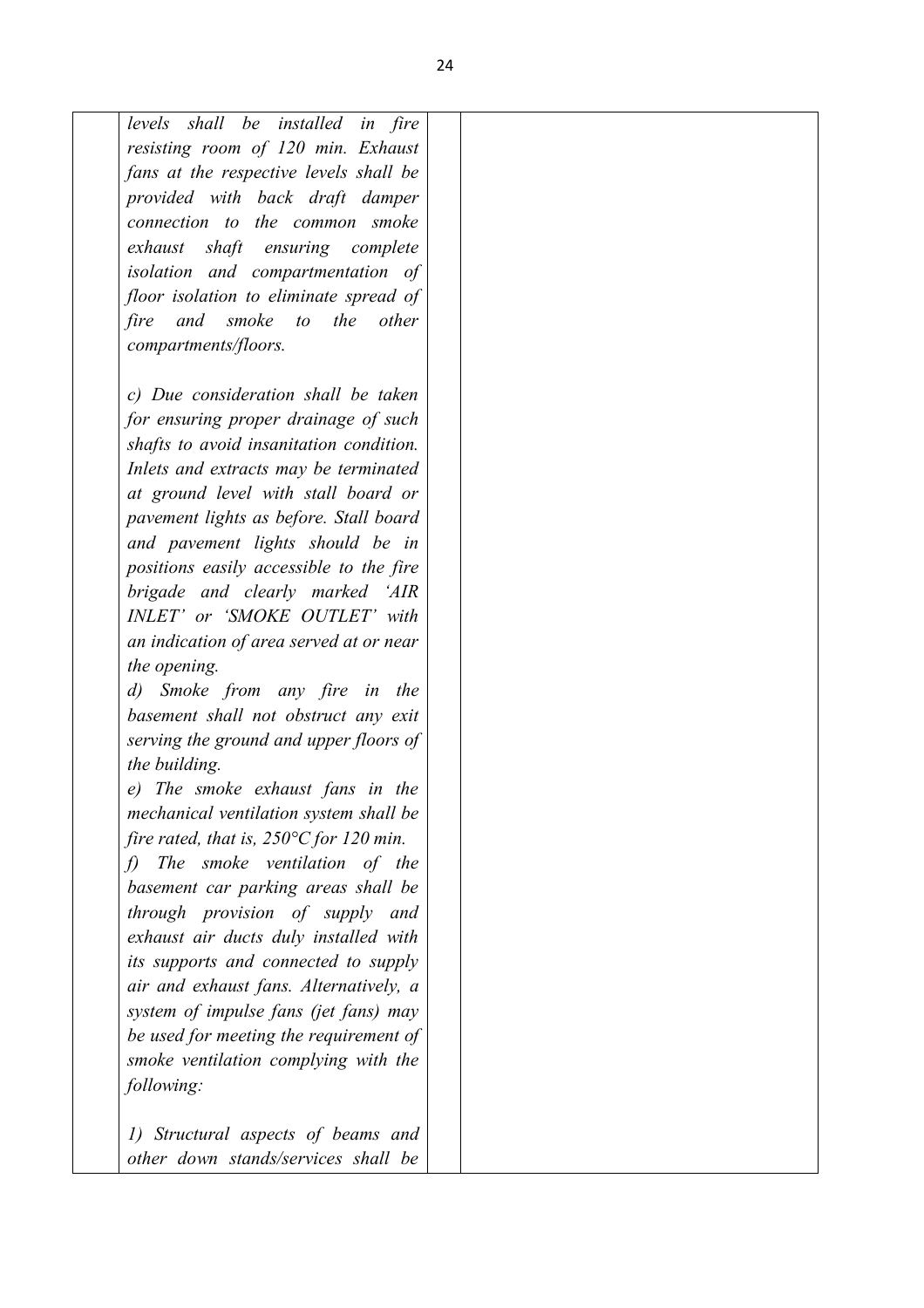| | | | |
|---|---|---|---|
| | *levels shall be installed in fire resisting room of 120 min. Exhaust fans at the respective levels shall be provided with back draft damper connection to the common smoke exhaust shaft ensuring complete isolation and compartmentation of floor isolation to eliminate spread of fire and smoke to the other compartments/floors.*<br><br>*c) Due consideration shall be taken for ensuring proper drainage of such shafts to avoid insanitation condition. Inlets and extracts may be terminated at ground level with stall board or pavement lights as before. Stall board and pavement lights should be in positions easily accessible to the fire brigade and clearly marked 'AIR INLET' or 'SMOKE OUTLET' with an indication of area served at or near the opening.*<br>*d) Smoke from any fire in the basement shall not obstruct any exit serving the ground and upper floors of the building.*<br>*e) The smoke exhaust fans in the mechanical ventilation system shall be fire rated, that is, 250°C for 120 min.*<br>*f) The smoke ventilation of the basement car parking areas shall be through provision of supply and exhaust air ducts duly installed with its supports and connected to supply air and exhaust fans. Alternatively, a system of impulse fans (jet fans) may be used for meeting the requirement of smoke ventilation complying with the following:*<br><br>*1) Structural aspects of beams and other down stands/services shall be* | | |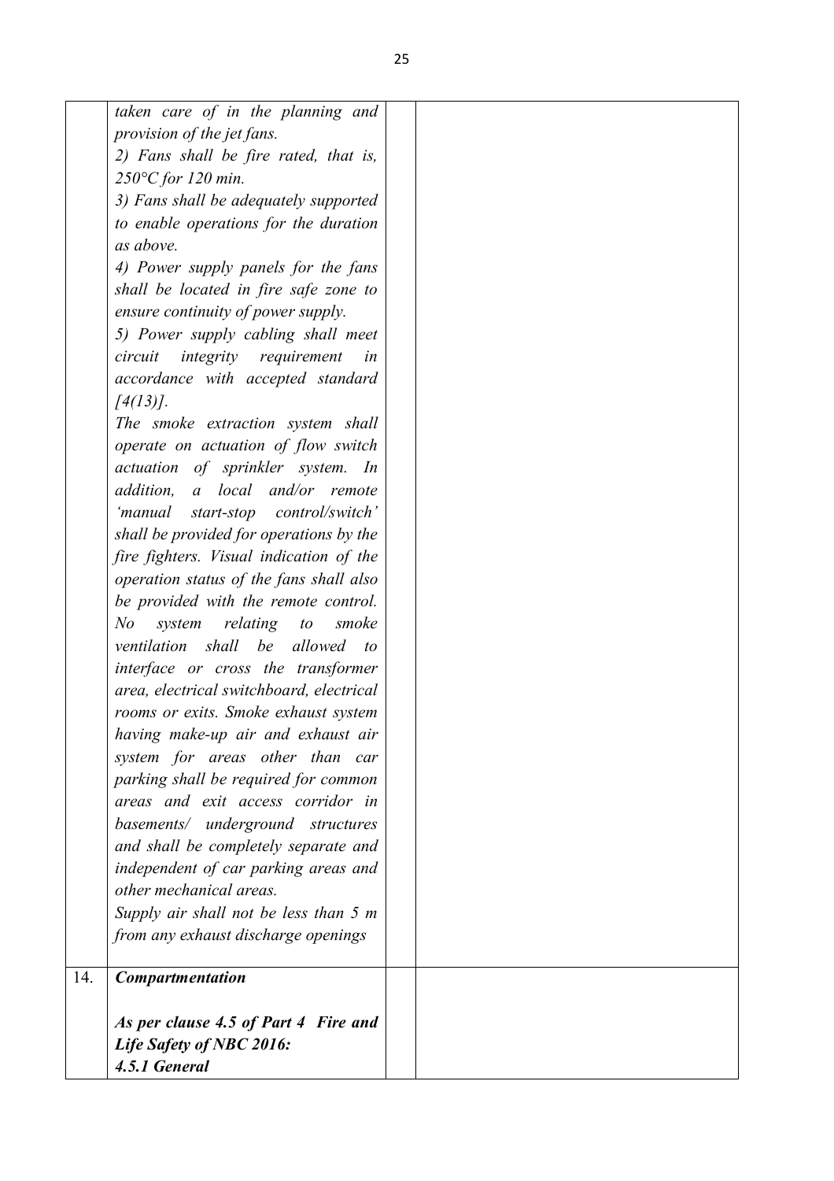| | | | |
|---|---|---|---|
| | *taken care of in the planning and provision of the jet fans.*<br>*2) Fans shall be fire rated, that is, 250°C for 120 min.*<br>*3) Fans shall be adequately supported to enable operations for the duration as above.*<br>*4) Power supply panels for the fans shall be located in fire safe zone to ensure continuity of power supply.*<br>*5) Power supply cabling shall meet circuit integrity requirement in accordance with accepted standard [4(13)].*<br>*The smoke extraction system shall operate on actuation of flow switch actuation of sprinkler system. In addition, a local and/or remote 'manual start-stop control/switch' shall be provided for operations by the fire fighters. Visual indication of the operation status of the fans shall also be provided with the remote control. No system relating to smoke ventilation shall be allowed to interface or cross the transformer area, electrical switchboard, electrical rooms or exits. Smoke exhaust system having make-up air and exhaust air system for areas other than car parking shall be required for common areas and exit access corridor in basements/ underground structures and shall be completely separate and independent of car parking areas and other mechanical areas.*<br>*Supply air shall not be less than 5 m from any exhaust discharge openings* | | |
| 14. | ***Compartmentation***<br><br>***As per clause 4.5 of Part 4 Fire and Life Safety of NBC 2016:***<br>***4.5.1 General*** | | |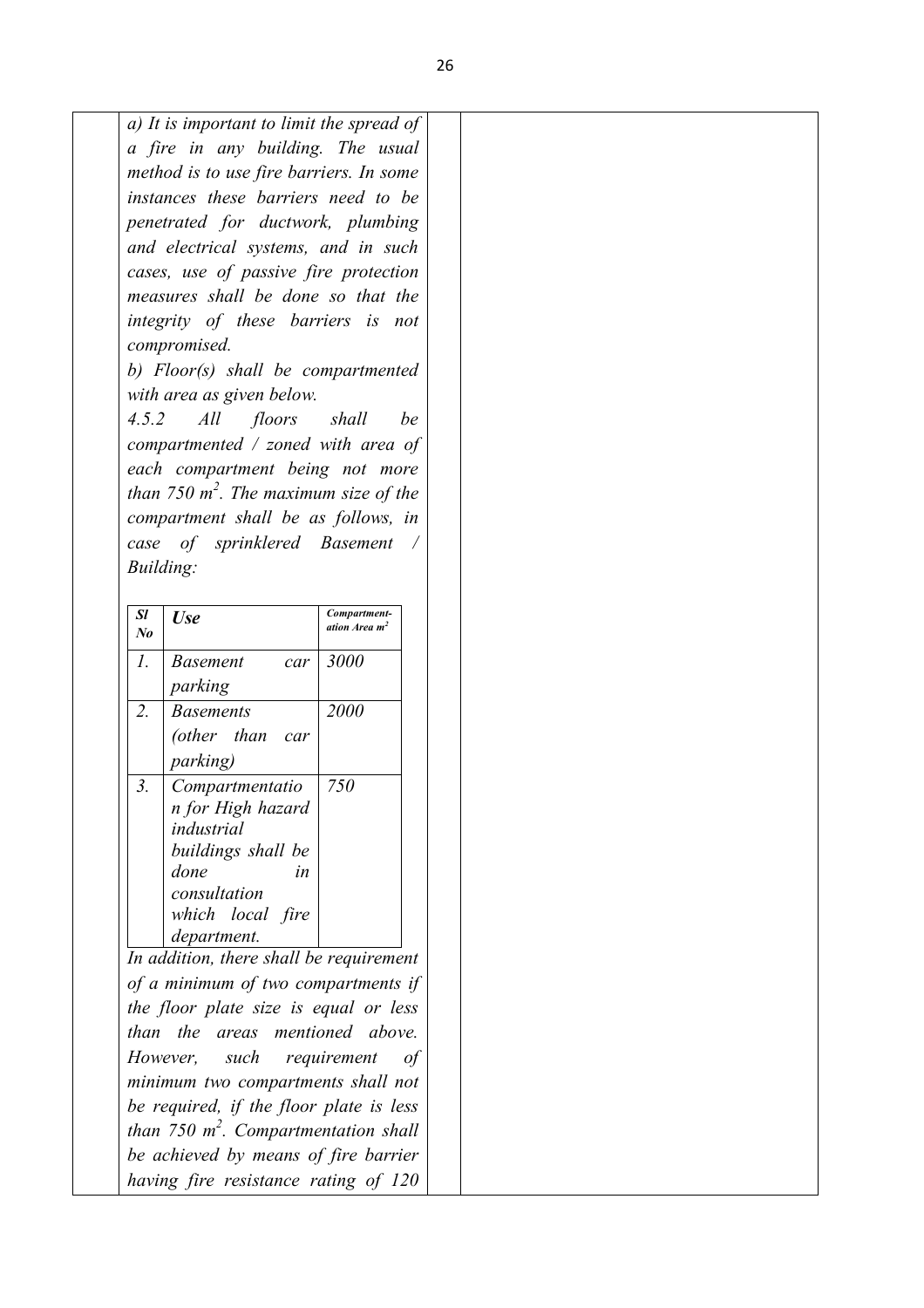*a) It is important to limit the spread of a fire in any building. The usual method is to use fire barriers. In some instances these barriers need to be penetrated for ductwork, plumbing and electrical systems, and in such cases, use of passive fire protection measures shall be done so that the integrity of these barriers is not compromised.*

*b) Floor(s) shall be compartmented with area as given below.*

*4.5.2 All floors shall be compartmented / zoned with area of each compartment being not more than 750 $m^2$. The maximum size of the compartment shall be as follows, in case of sprinklered Basement / Building:*

| ***Sl No*** | ***Use*** | ***Compartment-ation Area $m^2$*** |
|---|---|---|
| *1.* | *Basement car parking* | *3000* |
| *2.* | *Basements (other than car parking)* | *2000* |
| *3.* | *Compartmentation for High hazard industrial buildings shall be done in consultation which local fire department.* | *750* |

*In addition, there shall be requirement of a minimum of two compartments if the floor plate size is equal or less than the areas mentioned above. However, such requirement of minimum two compartments shall not be required, if the floor plate is less than 750 $m^2$. Compartmentation shall be achieved by means of fire barrier having fire resistance rating of 120*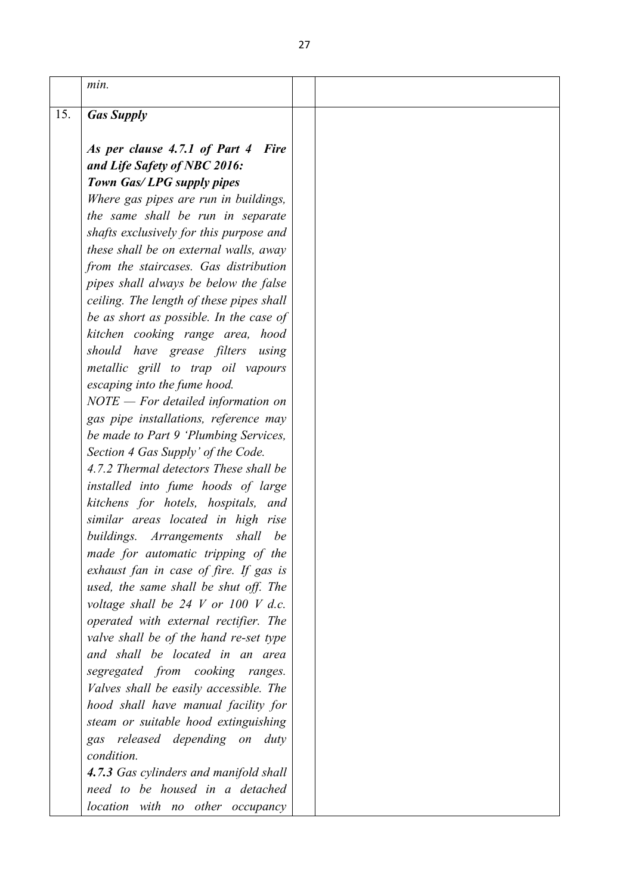| | | | |
|---|---|---|---|
| | *min.* | | |
| 15. | ***Gas Supply***<br><br>***As per clause 4.7.1 of Part 4 Fire and Life Safety of NBC 2016:***<br>***Town Gas/ LPG supply pipes***<br>*Where gas pipes are run in buildings, the same shall be run in separate shafts exclusively for this purpose and these shall be on external walls, away from the staircases. Gas distribution pipes shall always be below the false ceiling. The length of these pipes shall be as short as possible. In the case of kitchen cooking range area, hood should have grease filters using metallic grill to trap oil vapours escaping into the fume hood.*<br>*NOTE — For detailed information on gas pipe installations, reference may be made to Part 9 'Plumbing Services, Section 4 Gas Supply' of the Code.*<br>*4.7.2 Thermal detectors These shall be installed into fume hoods of large kitchens for hotels, hospitals, and similar areas located in high rise buildings. Arrangements shall be made for automatic tripping of the exhaust fan in case of fire. If gas is used, the same shall be shut off. The voltage shall be 24 V or 100 V d.c. operated with external rectifier. The valve shall be of the hand re-set type and shall be located in an area segregated from cooking ranges. Valves shall be easily accessible. The hood shall have manual facility for steam or suitable hood extinguishing gas released depending on duty condition.*<br>***4.7.3*** *Gas cylinders and manifold shall need to be housed in a detached location with no other occupancy* | | |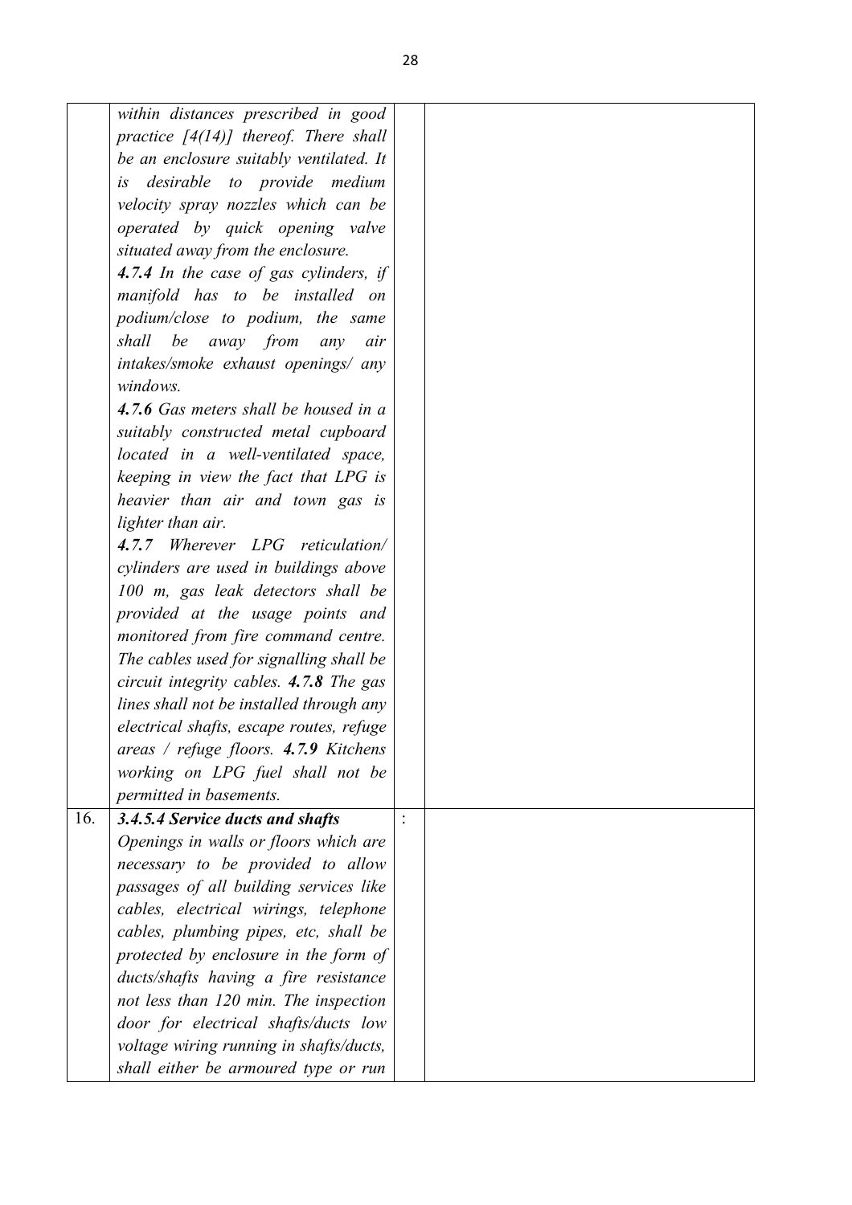|  |  |  |  |
|---|---|---|---|
|  | *within distances prescribed in good practice [4(14)] thereof. There shall be an enclosure suitably ventilated. It is desirable to provide medium velocity spray nozzles which can be operated by quick opening valve situated away from the enclosure.*<br>***4.7.4** In the case of gas cylinders, if manifold has to be installed on podium/close to podium, the same shall be away from any air intakes/smoke exhaust openings/ any windows.*<br>***4.7.6** Gas meters shall be housed in a suitably constructed metal cupboard located in a well-ventilated space, keeping in view the fact that LPG is heavier than air and town gas is lighter than air.*<br>***4.7.7** Wherever LPG reticulation/ cylinders are used in buildings above 100 m, gas leak detectors shall be provided at the usage points and monitored from fire command centre. The cables used for signalling shall be circuit integrity cables.* ***4.7.8*** *The gas lines shall not be installed through any electrical shafts, escape routes, refuge areas / refuge floors.* ***4.7.9*** *Kitchens working on LPG fuel shall not be permitted in basements.* |  |  |
| 16. | ***3.4.5.4 Service ducts and shafts***<br>*Openings in walls or floors which are necessary to be provided to allow passages of all building services like cables, electrical wirings, telephone cables, plumbing pipes, etc, shall be protected by enclosure in the form of ducts/shafts having a fire resistance not less than 120 min. The inspection door for electrical shafts/ducts low voltage wiring running in shafts/ducts, shall either be armoured type or run* | : |  |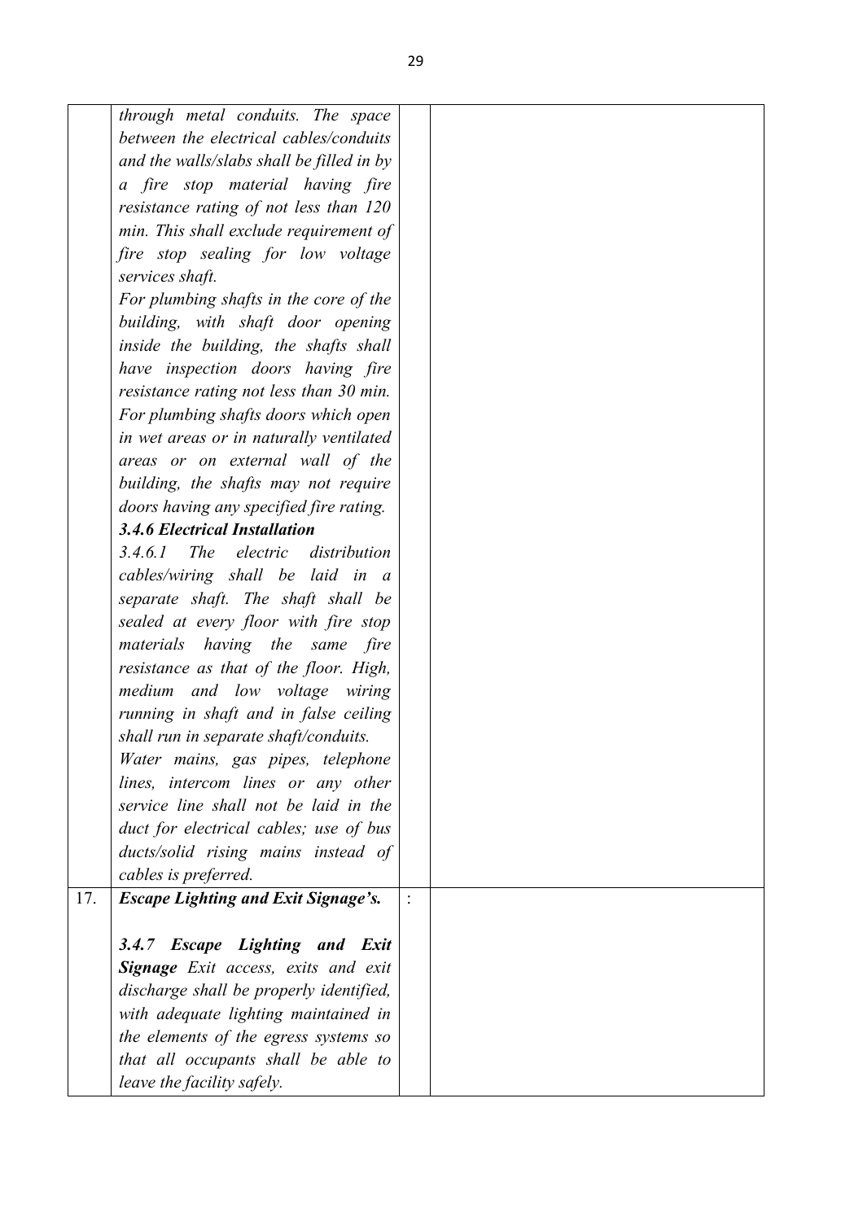| | | | |
|---|---|---|---|
| | *through metal conduits. The space between the electrical cables/conduits and the walls/slabs shall be filled in by a fire stop material having fire resistance rating of not less than 120 min. This shall exclude requirement of fire stop sealing for low voltage services shaft.*<br>*For plumbing shafts in the core of the building, with shaft door opening inside the building, the shafts shall have inspection doors having fire resistance rating not less than 30 min. For plumbing shafts doors which open in wet areas or in naturally ventilated areas or on external wall of the building, the shafts may not require doors having any specified fire rating.*<br>***3.4.6 Electrical Installation***<br>*3.4.6.1 The electric distribution cables/wiring shall be laid in a separate shaft. The shaft shall be sealed at every floor with fire stop materials having the same fire resistance as that of the floor. High, medium and low voltage wiring running in shaft and in false ceiling shall run in separate shaft/conduits. Water mains, gas pipes, telephone lines, intercom lines or any other service line shall not be laid in the duct for electrical cables; use of bus ducts/solid rising mains instead of cables is preferred.* | | |
| 17. | ***Escape Lighting and Exit Signage's.***<br><br>***3.4.7 Escape Lighting and Exit Signage*** *Exit access, exits and exit discharge shall be properly identified, with adequate lighting maintained in the elements of the egress systems so that all occupants shall be able to leave the facility safely.* | : | |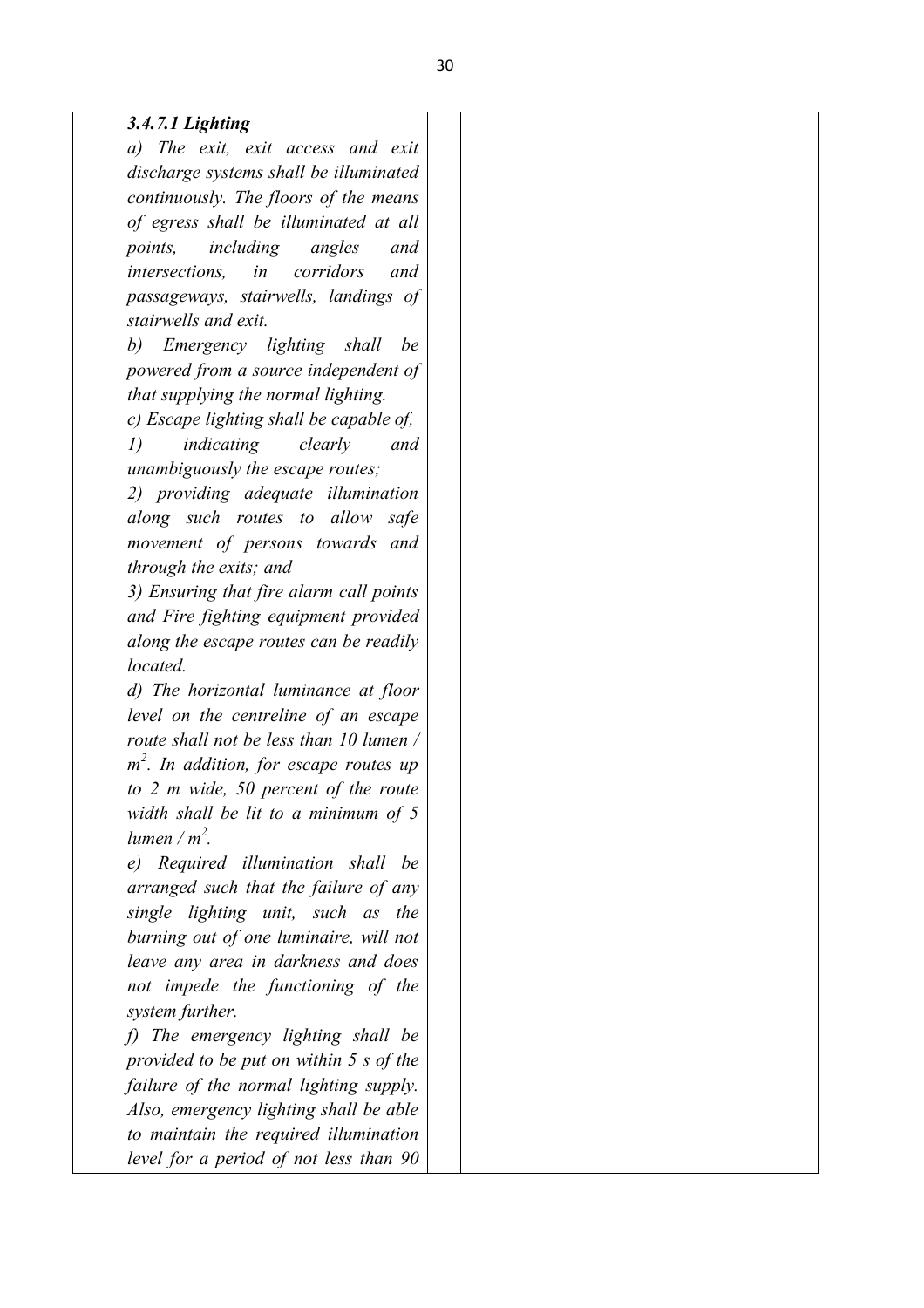| | | | |
|---|---|---|---|
| | ***3.4.7.1 Lighting***<br>*a) The exit, exit access and exit discharge systems shall be illuminated continuously. The floors of the means of egress shall be illuminated at all points, including angles and intersections, in corridors and passageways, stairwells, landings of stairwells and exit.*<br>*b) Emergency lighting shall be powered from a source independent of that supplying the normal lighting.*<br>*c) Escape lighting shall be capable of,*<br>*1) indicating clearly and unambiguously the escape routes;*<br>*2) providing adequate illumination along such routes to allow safe movement of persons towards and through the exits; and*<br>*3) Ensuring that fire alarm call points and Fire fighting equipment provided along the escape routes can be readily located.*<br>*d) The horizontal luminance at floor level on the centreline of an escape route shall not be less than 10 lumen / $m^2$. In addition, for escape routes up to 2 m wide, 50 percent of the route width shall be lit to a minimum of 5 lumen / $m^2$.*<br>*e) Required illumination shall be arranged such that the failure of any single lighting unit, such as the burning out of one luminaire, will not leave any area in darkness and does not impede the functioning of the system further.*<br>*f) The emergency lighting shall be provided to be put on within 5 s of the failure of the normal lighting supply. Also, emergency lighting shall be able to maintain the required illumination level for a period of not less than 90* | | |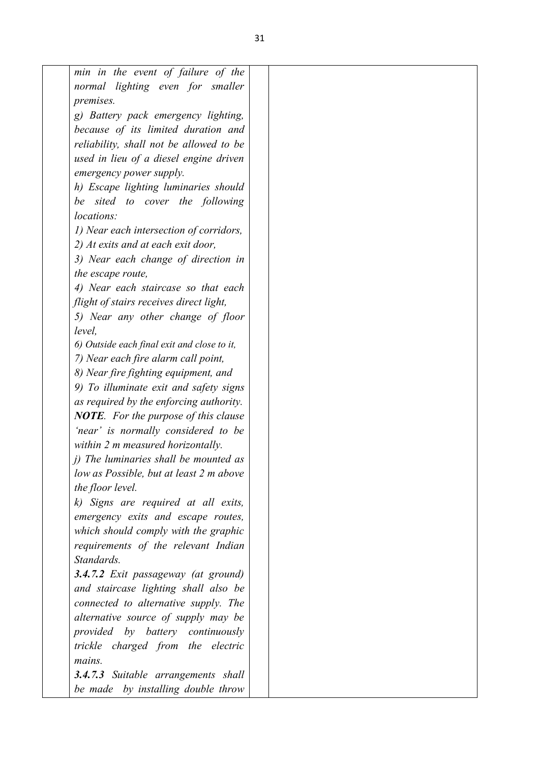| | | | |
|---|---|---|---|
| | *min in the event of failure of the normal lighting even for smaller premises.*<br>*g) Battery pack emergency lighting, because of its limited duration and reliability, shall not be allowed to be used in lieu of a diesel engine driven emergency power supply.*<br>*h) Escape lighting luminaries should be sited to cover the following locations:*<br>*1) Near each intersection of corridors,*<br>*2) At exits and at each exit door,*<br>*3) Near each change of direction in the escape route,*<br>*4) Near each staircase so that each flight of stairs receives direct light,*<br>*5) Near any other change of floor level,*<br>*6) Outside each final exit and close to it,*<br>*7) Near each fire alarm call point,*<br>*8) Near fire fighting equipment, and*<br>*9) To illuminate exit and safety signs as required by the enforcing authority.*<br>***NOTE**. For the purpose of this clause 'near' is normally considered to be within 2 m measured horizontally.*<br>*j) The luminaries shall be mounted as low as Possible, but at least 2 m above the floor level.*<br>*k) Signs are required at all exits, emergency exits and escape routes, which should comply with the graphic requirements of the relevant Indian Standards.*<br>***3.4.7.2** Exit passageway (at ground) and staircase lighting shall also be connected to alternative supply. The alternative source of supply may be provided by battery continuously trickle charged from the electric mains.*<br>***3.4.7.3** Suitable arrangements shall be made by installing double throw* | | |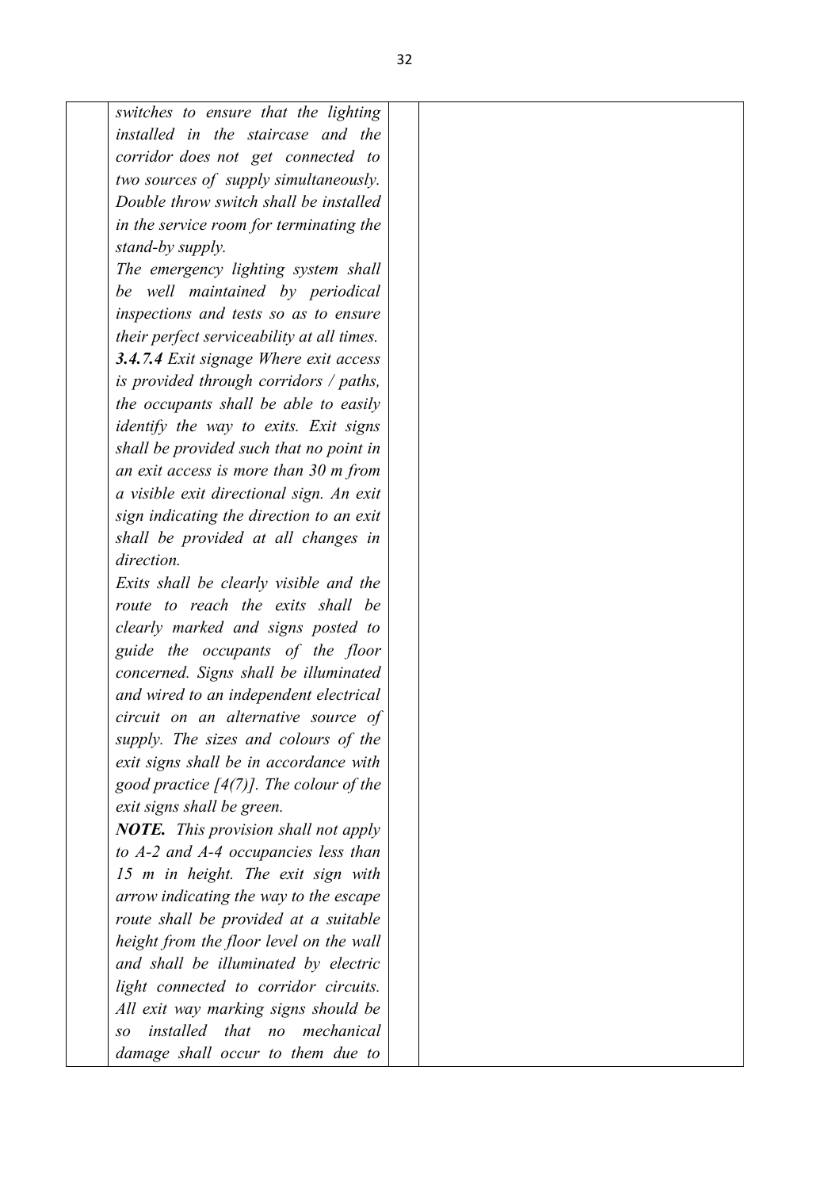| | | | |
|---|---|---|---|
| | *switches to ensure that the lighting installed in the staircase and the corridor does not get connected to two sources of supply simultaneously. Double throw switch shall be installed in the service room for terminating the stand-by supply.*<br><br>*The emergency lighting system shall be well maintained by periodical inspections and tests so as to ensure their perfect serviceability at all times.*<br><br>***3.4.7.4** Exit signage Where exit access is provided through corridors / paths, the occupants shall be able to easily identify the way to exits. Exit signs shall be provided such that no point in an exit access is more than 30 m from a visible exit directional sign. An exit sign indicating the direction to an exit shall be provided at all changes in direction.*<br><br>*Exits shall be clearly visible and the route to reach the exits shall be clearly marked and signs posted to guide the occupants of the floor concerned. Signs shall be illuminated and wired to an independent electrical circuit on an alternative source of supply. The sizes and colours of the exit signs shall be in accordance with good practice [4(7)]. The colour of the exit signs shall be green.*<br><br>***NOTE.** This provision shall not apply to A-2 and A-4 occupancies less than 15 m in height. The exit sign with arrow indicating the way to the escape route shall be provided at a suitable height from the floor level on the wall and shall be illuminated by electric light connected to corridor circuits. All exit way marking signs should be so installed that no mechanical damage shall occur to them due to* | | |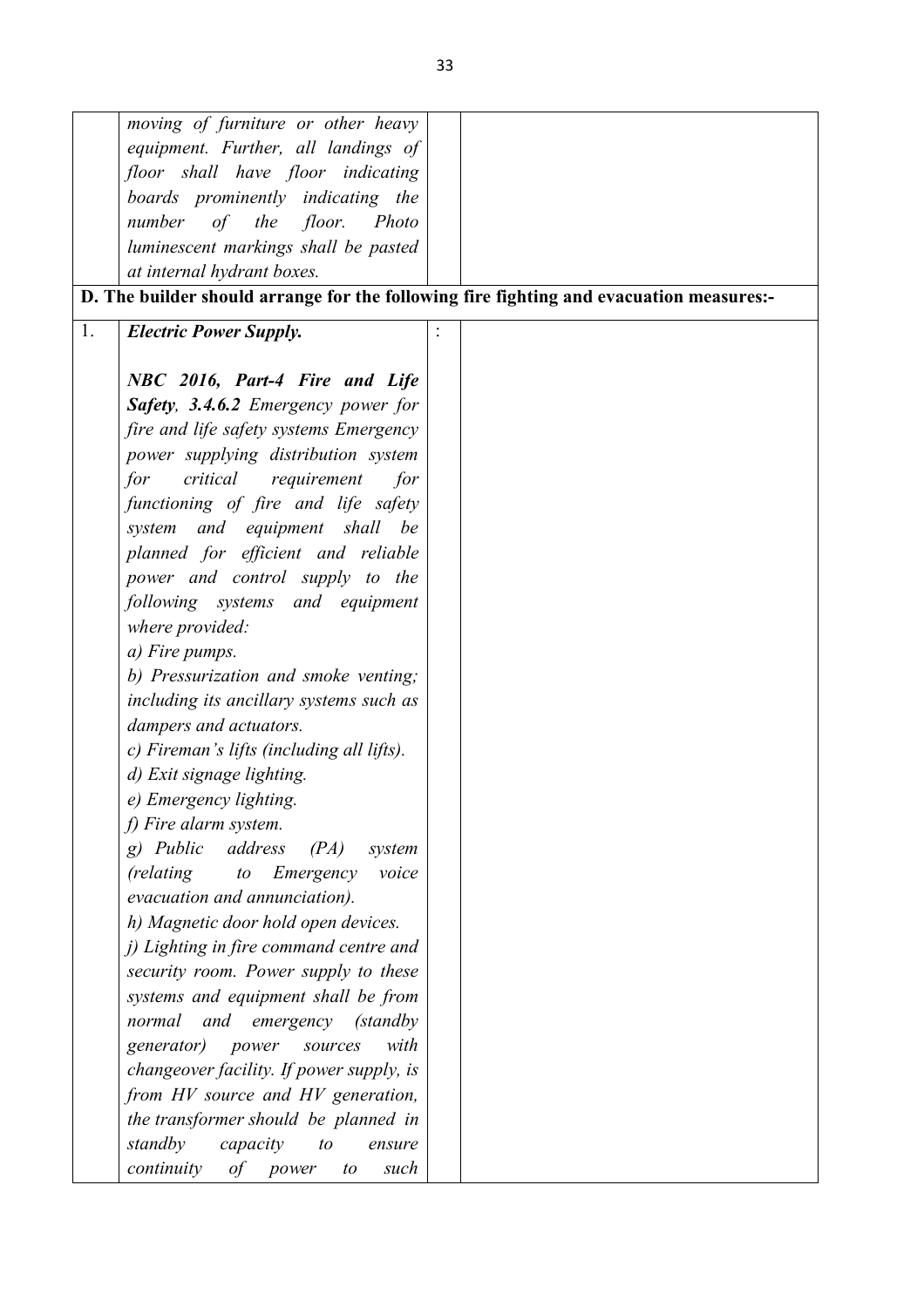| | | | |
|---|---|---|---|
| | *moving of furniture or other heavy equipment. Further, all landings of floor shall have floor indicating boards prominently indicating the number of the floor. Photo luminescent markings shall be pasted at internal hydrant boxes.* | | |
| **D. The builder should arrange for the following fire fighting and evacuation measures:-** | | | |
| 1. | ***Electric Power Supply.***<br><br>***NBC 2016, Part-4 Fire and Life Safety**, **3.4.6.2** Emergency power for fire and life safety systems Emergency power supplying distribution system for critical requirement for functioning of fire and life safety system and equipment shall be planned for efficient and reliable power and control supply to the following systems and equipment where provided:*<br>*a) Fire pumps.*<br>*b) Pressurization and smoke venting; including its ancillary systems such as dampers and actuators.*<br>*c) Fireman's lifts (including all lifts).*<br>*d) Exit signage lighting.*<br>*e) Emergency lighting.*<br>*f) Fire alarm system.*<br>*g) Public address (PA) system (relating to Emergency voice evacuation and annunciation).*<br>*h) Magnetic door hold open devices.*<br>*j) Lighting in fire command centre and security room. Power supply to these systems and equipment shall be from normal and emergency (standby generator) power sources with changeover facility. If power supply, is from HV source and HV generation, the transformer should be planned in standby capacity to ensure continuity of power to such* | : | |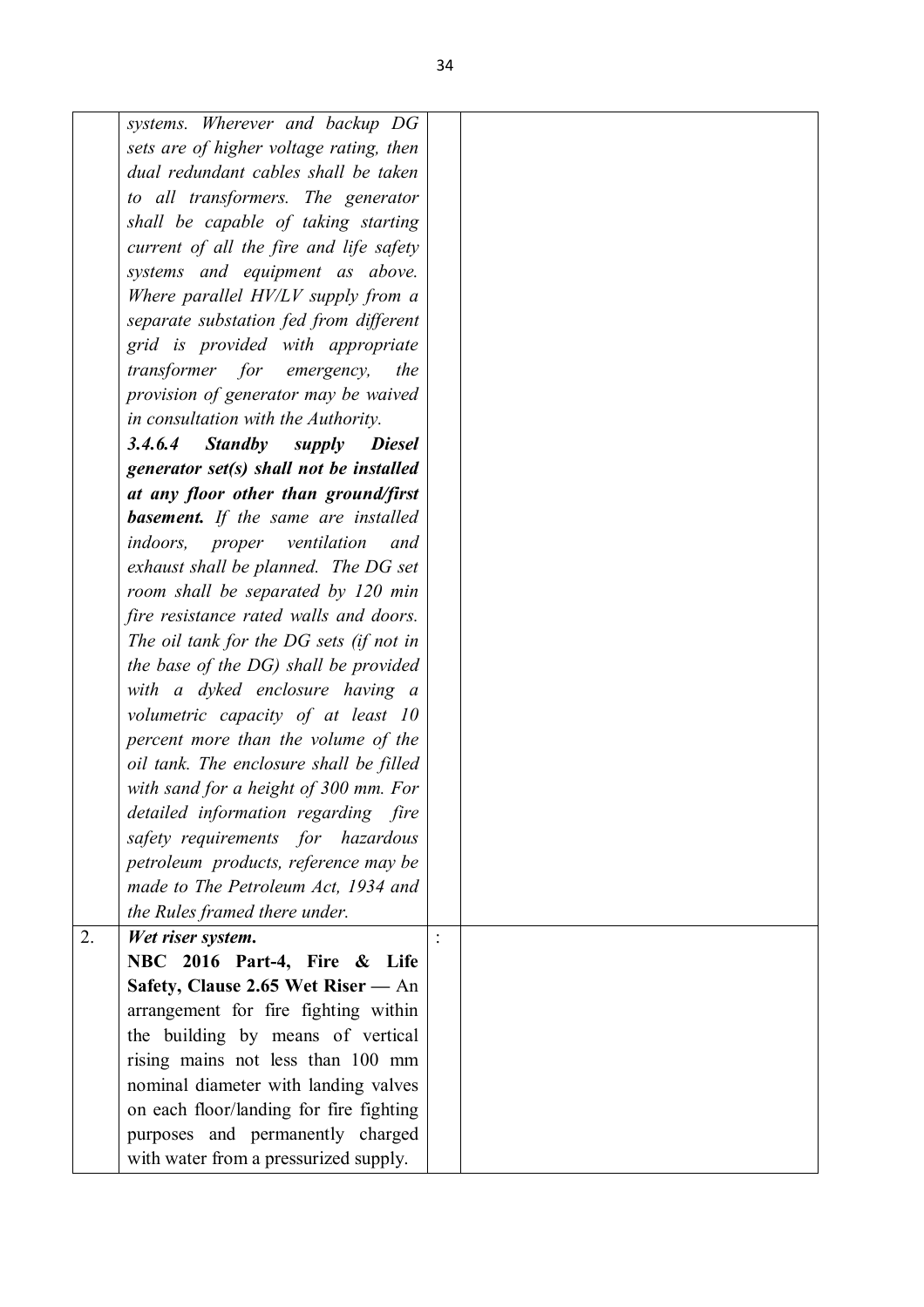| | | | |
|---|---|---|---|
| | *systems. Wherever and backup DG sets are of higher voltage rating, then dual redundant cables shall be taken to all transformers. The generator shall be capable of taking starting current of all the fire and life safety systems and equipment as above. Where parallel HV/LV supply from a separate substation fed from different grid is provided with appropriate transformer for emergency, the provision of generator may be waived in consultation with the Authority.* <br> ***3.4.6.4 Standby supply Diesel generator set(s) shall not be installed at any floor other than ground/first basement.*** *If the same are installed indoors, proper ventilation and exhaust shall be planned. The DG set room shall be separated by 120 min fire resistance rated walls and doors. The oil tank for the DG sets (if not in the base of the DG) shall be provided with a dyked enclosure having a volumetric capacity of at least 10 percent more than the volume of the oil tank. The enclosure shall be filled with sand for a height of 300 mm. For detailed information regarding fire safety requirements for hazardous petroleum products, reference may be made to The Petroleum Act, 1934 and the Rules framed there under.* | | |
| 2. | ***Wet riser system.*** <br> **NBC 2016 Part-4, Fire & Life Safety, Clause 2.65 Wet Riser —** An arrangement for fire fighting within the building by means of vertical rising mains not less than 100 mm nominal diameter with landing valves on each floor/landing for fire fighting purposes and permanently charged with water from a pressurized supply. | : | |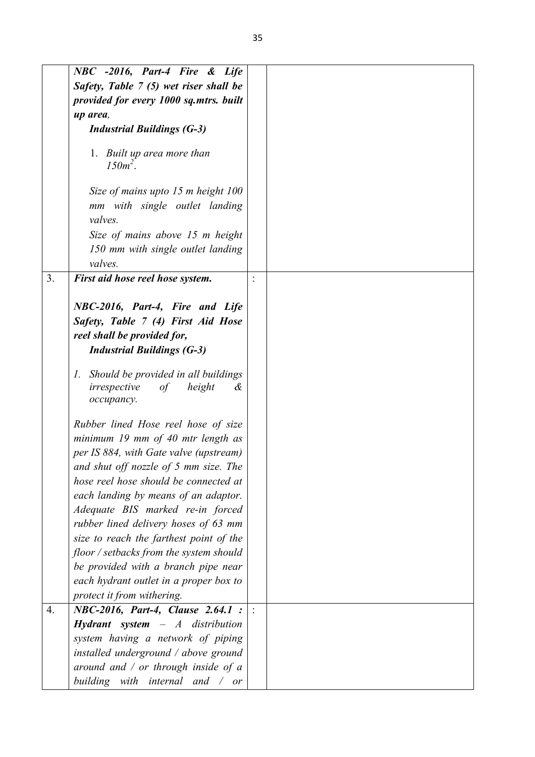| | | | |
|---|---|---|---|
| | ***NBC -2016, Part-4 Fire & Life Safety, Table 7 (5) wet riser shall be provided for every 1000 sq.mtrs. built up area,***<br>***Industrial Buildings (G-3)***<br><br>1. *Built up area more than $150m^2$.*<br><br>*Size of mains upto 15 m height 100 mm with single outlet landing valves.*<br>*Size of mains above 15 m height 150 mm with single outlet landing valves.* | | |
| 3. | ***First aid hose reel hose system.***<br><br>***NBC-2016, Part-4, Fire and Life Safety, Table 7 (4) First Aid Hose reel shall be provided for,***<br>***Industrial Buildings (G-3)***<br><br>*1. Should be provided in all buildings irrespective of height & occupancy.*<br><br>*Rubber lined Hose reel hose of size minimum 19 mm of 40 mtr length as per IS 884, with Gate valve (upstream) and shut off nozzle of 5 mm size. The hose reel hose should be connected at each landing by means of an adaptor. Adequate BIS marked re-in forced rubber lined delivery hoses of 63 mm size to reach the farthest point of the floor / setbacks from the system should be provided with a branch pipe near each hydrant outlet in a proper box to protect it from withering.* | : | |
| 4. | ***NBC-2016, Part-4, Clause 2.64.1 : Hydrant system*** *– A distribution system having a network of piping installed underground / above ground around and / or through inside of a building with internal and / or* | : | |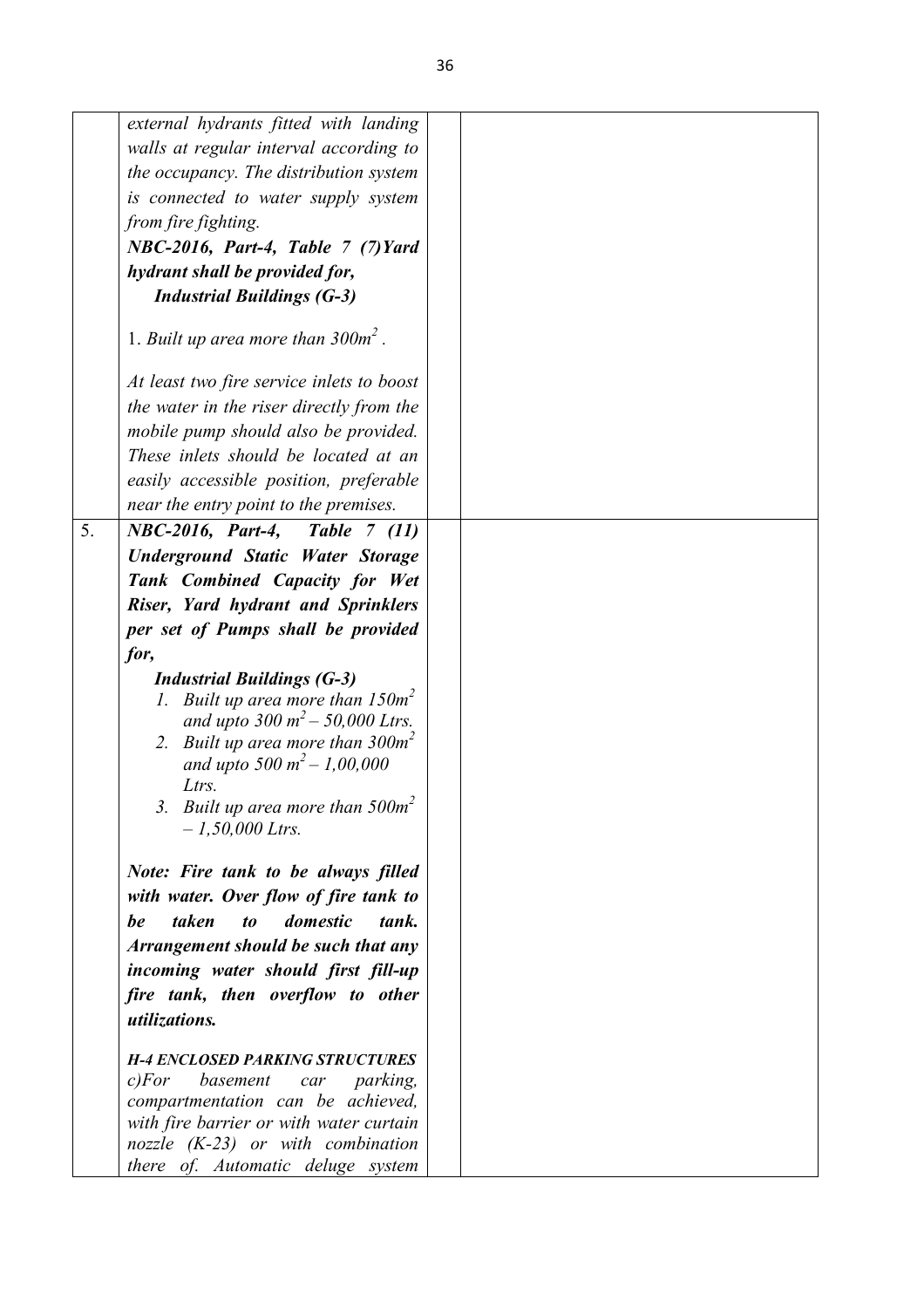| | | | |
|---|---|---|---|
| | *external hydrants fitted with landing walls at regular interval according to the occupancy. The distribution system is connected to water supply system from fire fighting.*<br>***NBC-2016, Part-4, Table 7 (7)Yard hydrant shall be provided for,***<br>***Industrial Buildings (G-3)***<br>1. *Built up area more than 300m$^2$ .*<br>*At least two fire service inlets to boost the water in the riser directly from the mobile pump should also be provided. These inlets should be located at an easily accessible position, preferable near the entry point to the premises.* | | |
| 5. | ***NBC-2016, Part-4, Table 7 (11) Underground Static Water Storage Tank Combined Capacity for Wet Riser, Yard hydrant and Sprinklers per set of Pumps shall be provided for,***<br>***Industrial Buildings (G-3)***<br>1. *Built up area more than 150m$^2$ and upto 300 m$^2$ – 50,000 Ltrs.*<br>2. *Built up area more than 300m$^2$ and upto 500 m$^2$ – 1,00,000 Ltrs.*<br>3. *Built up area more than 500m$^2$ – 1,50,000 Ltrs.*<br>***Note: Fire tank to be always filled with water. Over flow of fire tank to be taken to domestic tank. Arrangement should be such that any incoming water should first fill-up fire tank, then overflow to other utilizations.***<br>***H-4 ENCLOSED PARKING STRUCTURES***<br>*c)For basement car parking, compartmentation can be achieved, with fire barrier or with water curtain nozzle (K-23) or with combination there of. Automatic deluge system* | | |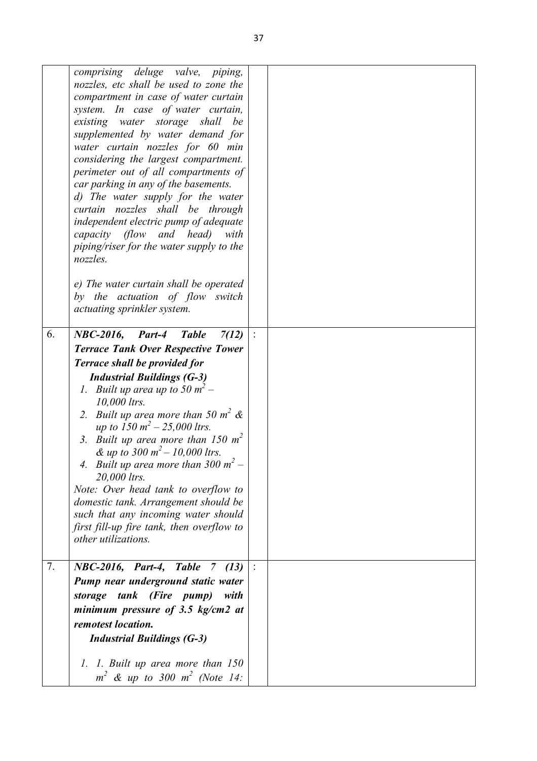|  |  |  |  |
|---|---|---|---|
|  | *comprising deluge valve, piping, nozzles, etc shall be used to zone the compartment in case of water curtain system. In case of water curtain, existing water storage shall be supplemented by water demand for water curtain nozzles for 60 min considering the largest compartment. perimeter out of all compartments of car parking in any of the basements.*<br>*d) The water supply for the water curtain nozzles shall be through independent electric pump of adequate capacity (flow and head) with piping/riser for the water supply to the nozzles.*<br><br>*e) The water curtain shall be operated by the actuation of flow switch actuating sprinkler system.* |  |  |
| 6. | ***NBC-2016, Part-4 Table 7(12)***<br>***Terrace Tank Over Respective Tower Terrace shall be provided for***<br>***Industrial Buildings (G-3)***<br>*1. Built up area up to 50 $m^2$ – 10,000 ltrs.*<br>*2. Built up area more than 50 $m^2$ & up to 150 $m^2$ – 25,000 ltrs.*<br>*3. Built up area more than 150 $m^2$ & up to 300 $m^2$ – 10,000 ltrs.*<br>*4. Built up area more than 300 $m^2$ – 20,000 ltrs.*<br>*Note: Over head tank to overflow to domestic tank. Arrangement should be such that any incoming water should first fill-up fire tank, then overflow to other utilizations.* | : |  |
| 7. | ***NBC-2016, Part-4, Table 7 (13)***<br>***Pump near underground static water storage tank (Fire pump) with minimum pressure of 3.5 kg/cm2 at remotest location.***<br>***Industrial Buildings (G-3)***<br><br>*1. 1. Built up area more than 150 $m^2$ & up to 300 $m^2$ (Note 14:* | : |  |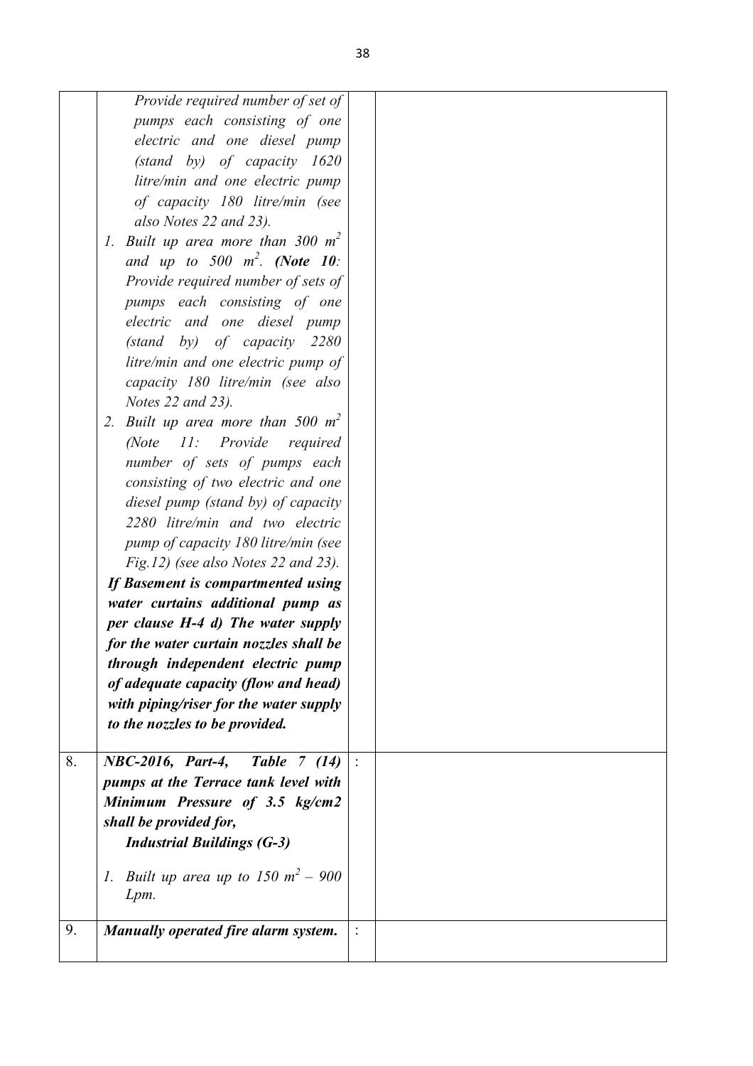|  |  |  |  |
|---|---|---|---|
|  | *Provide required number of set of pumps each consisting of one electric and one diesel pump (stand by) of capacity 1620 litre/min and one electric pump of capacity 180 litre/min (see also Notes 22 and 23).*<br>*1. Built up area more than 300 $m^2$ and up to 500 $m^2$. **(Note 10**: Provide required number of sets of pumps each consisting of one electric and one diesel pump (stand by) of capacity 2280 litre/min and one electric pump of capacity 180 litre/min (see also Notes 22 and 23).*<br>*2. Built up area more than 500 $m^2$ (Note 11: Provide required number of sets of pumps each consisting of two electric and one diesel pump (stand by) of capacity 2280 litre/min and two electric pump of capacity 180 litre/min (see Fig.12) (see also Notes 22 and 23).*<br>***If Basement is compartmented using water curtains additional pump as per clause H-4 d) The water supply for the water curtain nozzles shall be through independent electric pump of adequate capacity (flow and head) with piping/riser for the water supply to the nozzles to be provided.*** |  |  |
| 8. | ***NBC-2016, Part-4, Table 7 (14) pumps at the Terrace tank level with Minimum Pressure of 3.5 kg/cm2 shall be provided for,***<br>***Industrial Buildings (G-3)***<br>*1. Built up area up to 150 $m^2$ – 900 Lpm.* | : |  |
| 9. | ***Manually operated fire alarm system.*** | : |  |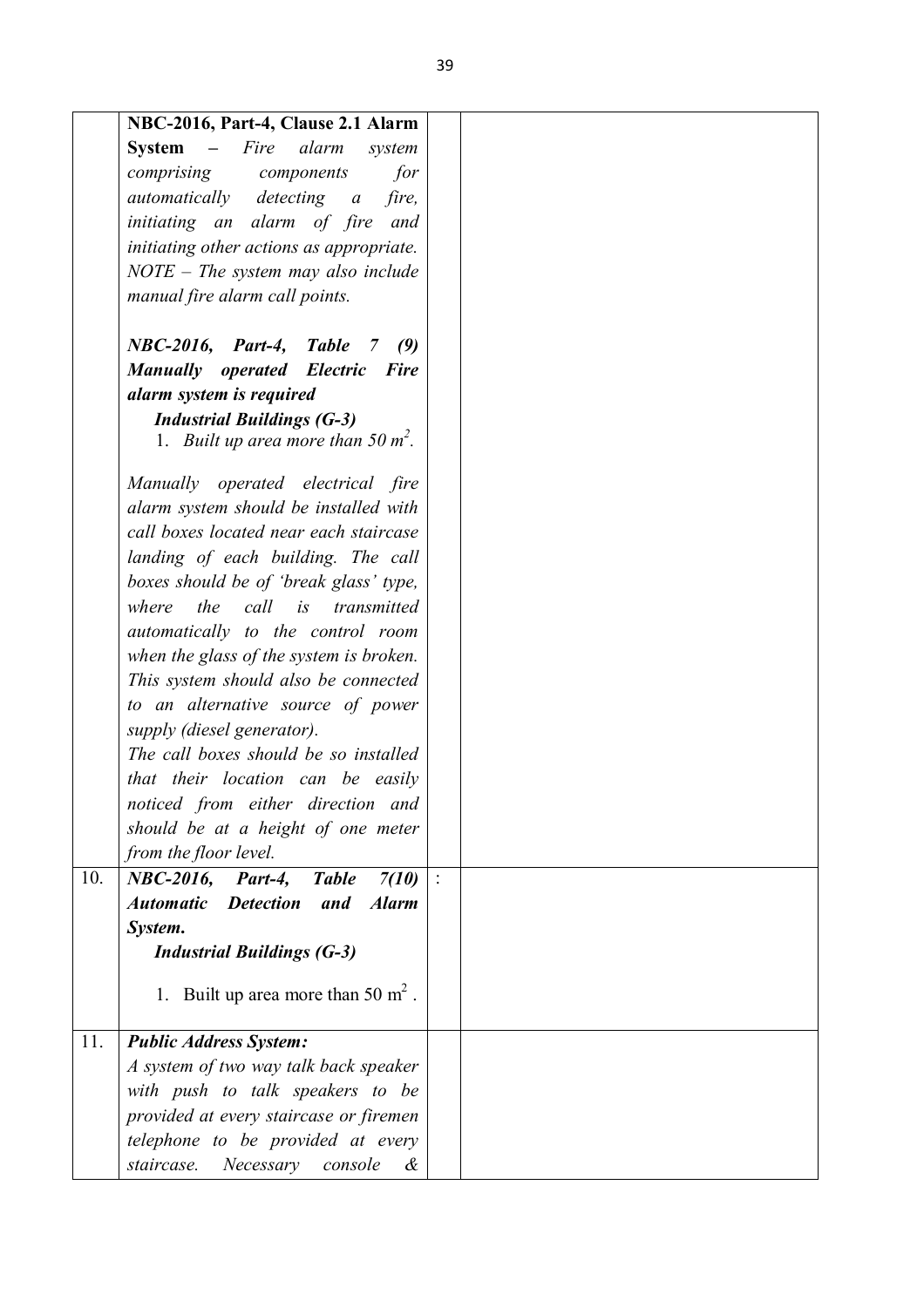| | | | |
|---|---|---|---|
| | **NBC-2016, Part-4, Clause 2.1 Alarm System** – *Fire alarm system comprising components for automatically detecting a fire, initiating an alarm of fire and initiating other actions as appropriate. NOTE – The system may also include manual fire alarm call points.*<br><br>***NBC-2016, Part-4, Table 7 (9) Manually operated Electric Fire alarm system is required***<br>***Industrial Buildings (G-3)***<br>1. *Built up area more than 50 $m^2$.*<br><br>*Manually operated electrical fire alarm system should be installed with call boxes located near each staircase landing of each building. The call boxes should be of 'break glass' type, where the call is transmitted automatically to the control room when the glass of the system is broken. This system should also be connected to an alternative source of power supply (diesel generator).*<br>*The call boxes should be so installed that their location can be easily noticed from either direction and should be at a height of one meter from the floor level.* | | |
| 10. | ***NBC-2016, Part-4, Table 7(10) Automatic Detection and Alarm System.***<br>***Industrial Buildings (G-3)***<br>1. Built up area more than 50 $m^2$. | : | |
| 11. | ***Public Address System:***<br>*A system of two way talk back speaker with push to talk speakers to be provided at every staircase or firemen telephone to be provided at every staircase. Necessary console &* | | |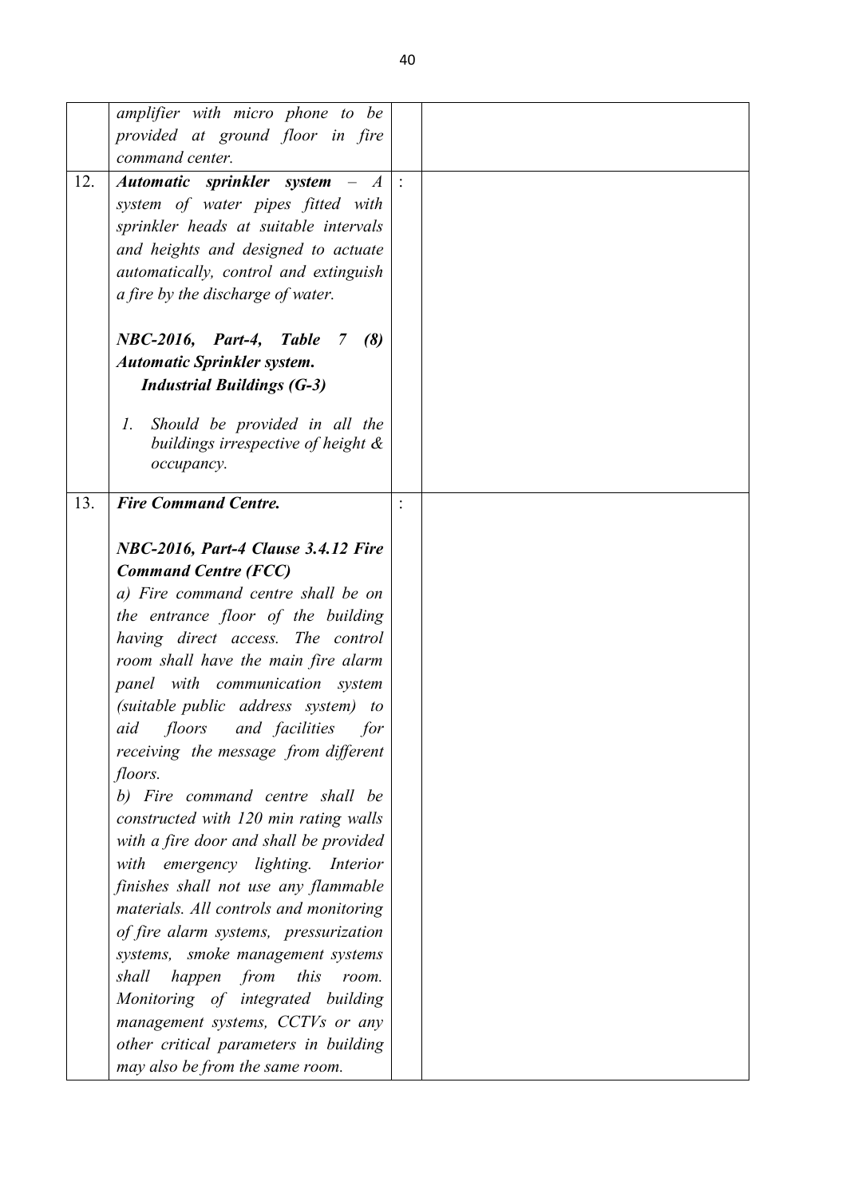| | | | |
|---|---|---|---|
| | *amplifier with micro phone to be provided at ground floor in fire command center.* | | |
| 12. | ***Automatic sprinkler system*** *– A system of water pipes fitted with sprinkler heads at suitable intervals and heights and designed to actuate automatically, control and extinguish a fire by the discharge of water.*<br><br>***NBC-2016, Part-4, Table 7 (8) Automatic Sprinkler system.***<br>***Industrial Buildings (G-3)***<br><br>*1. Should be provided in all the buildings irrespective of height & occupancy.* | : | |
| 13. | ***Fire Command Centre.***<br><br>***NBC-2016, Part-4 Clause 3.4.12 Fire Command Centre (FCC)***<br>*a) Fire command centre shall be on the entrance floor of the building having direct access. The control room shall have the main fire alarm panel with communication system (suitable public address system) to aid floors and facilities for receiving the message from different floors.*<br>*b) Fire command centre shall be constructed with 120 min rating walls with a fire door and shall be provided with emergency lighting. Interior finishes shall not use any flammable materials. All controls and monitoring of fire alarm systems, pressurization systems, smoke management systems shall happen from this room. Monitoring of integrated building management systems, CCTVs or any other critical parameters in building may also be from the same room.* | : | |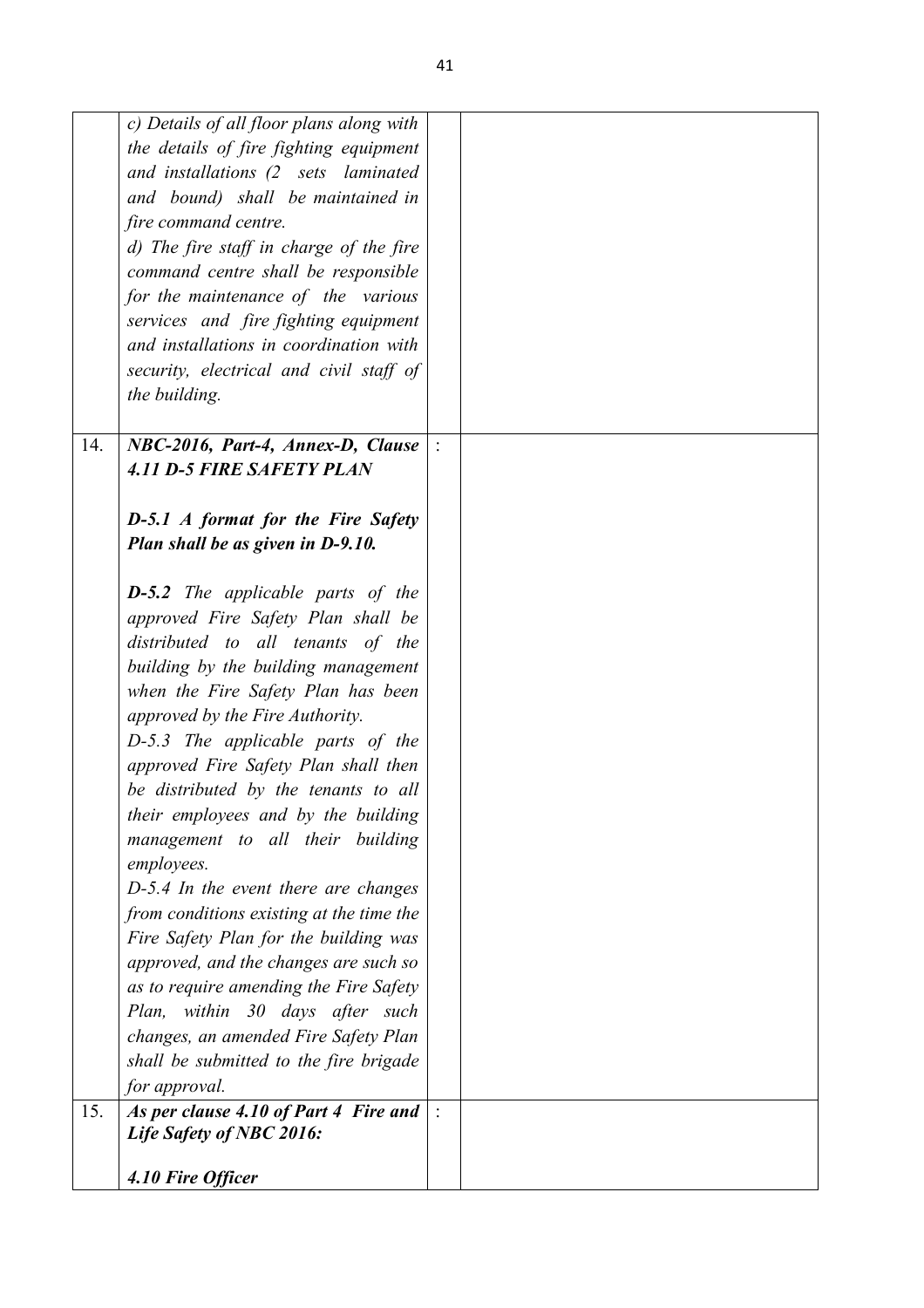|  |  |  |  |
|---|---|---|---|
|  | *c) Details of all floor plans along with the details of fire fighting equipment and installations (2 sets laminated and bound) shall be maintained in fire command centre.*<br>*d) The fire staff in charge of the fire command centre shall be responsible for the maintenance of the various services and fire fighting equipment and installations in coordination with security, electrical and civil staff of the building.* |  |  |
| 14. | ***NBC-2016, Part-4, Annex-D, Clause 4.11 D-5 FIRE SAFETY PLAN***<br><br>***D-5.1 A format for the Fire Safety Plan shall be as given in D-9.10.***<br><br>***D-5.2*** *The applicable parts of the approved Fire Safety Plan shall be distributed to all tenants of the building by the building management when the Fire Safety Plan has been approved by the Fire Authority.*<br>*D-5.3 The applicable parts of the approved Fire Safety Plan shall then be distributed by the tenants to all their employees and by the building management to all their building employees.*<br>*D-5.4 In the event there are changes from conditions existing at the time the Fire Safety Plan for the building was approved, and the changes are such so as to require amending the Fire Safety Plan, within 30 days after such changes, an amended Fire Safety Plan shall be submitted to the fire brigade for approval.* | : |  |
| 15. | ***As per clause 4.10 of Part 4 Fire and Life Safety of NBC 2016:***<br><br>***4.10 Fire Officer*** | : |  |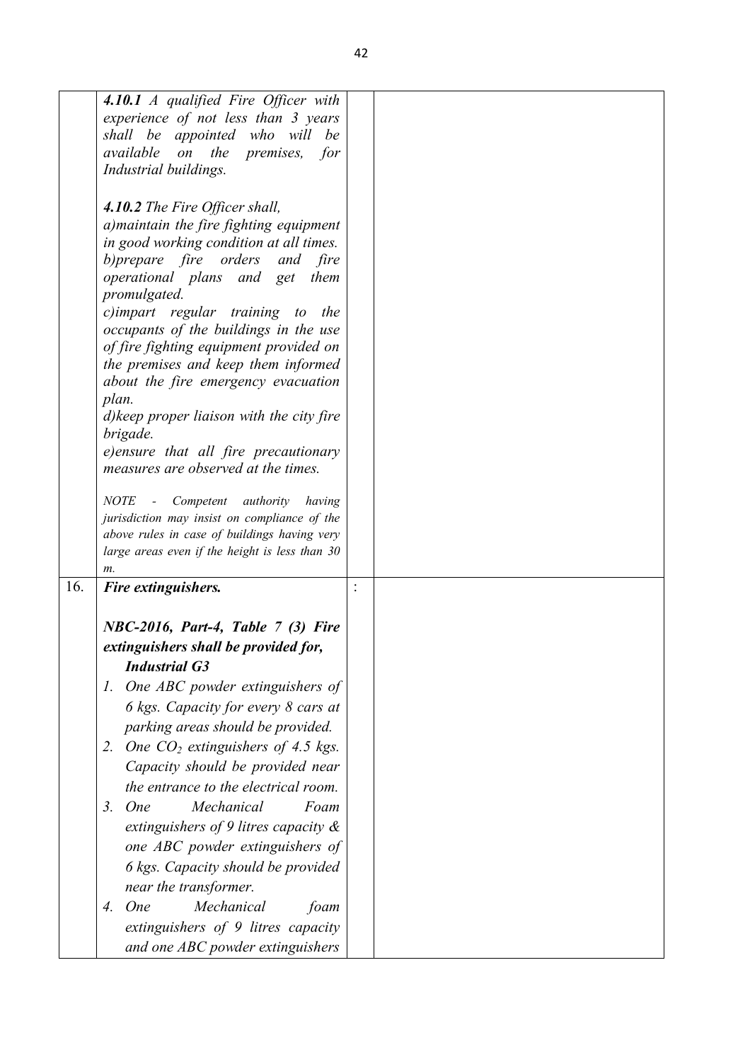| | | | |
|---|---|---|---|
| | ***4.10.1*** *A qualified Fire Officer with experience of not less than 3 years shall be appointed who will be available on the premises, for Industrial buildings.*<br><br>***4.10.2*** *The Fire Officer shall,*<br>*a)maintain the fire fighting equipment in good working condition at all times.*<br>*b)prepare fire orders and fire operational plans and get them promulgated.*<br>*c)impart regular training to the occupants of the buildings in the use of fire fighting equipment provided on the premises and keep them informed about the fire emergency evacuation plan.*<br>*d)keep proper liaison with the city fire brigade.*<br>*e)ensure that all fire precautionary measures are observed at the times.*<br><br>*NOTE - Competent authority having jurisdiction may insist on compliance of the above rules in case of buildings having very large areas even if the height is less than 30 m.* | | |
| 16. | ***Fire extinguishers.***<br><br>***NBC-2016, Part-4, Table 7 (3) Fire extinguishers shall be provided for,***<br>***Industrial G3***<br>*1. One ABC powder extinguishers of 6 kgs. Capacity for every 8 cars at parking areas should be provided.*<br>*2. One $CO_2$ extinguishers of 4.5 kgs. Capacity should be provided near the entrance to the electrical room.*<br>*3. One Mechanical Foam extinguishers of 9 litres capacity & one ABC powder extinguishers of 6 kgs. Capacity should be provided near the transformer.*<br>*4. One Mechanical foam extinguishers of 9 litres capacity and one ABC powder extinguishers* | : | |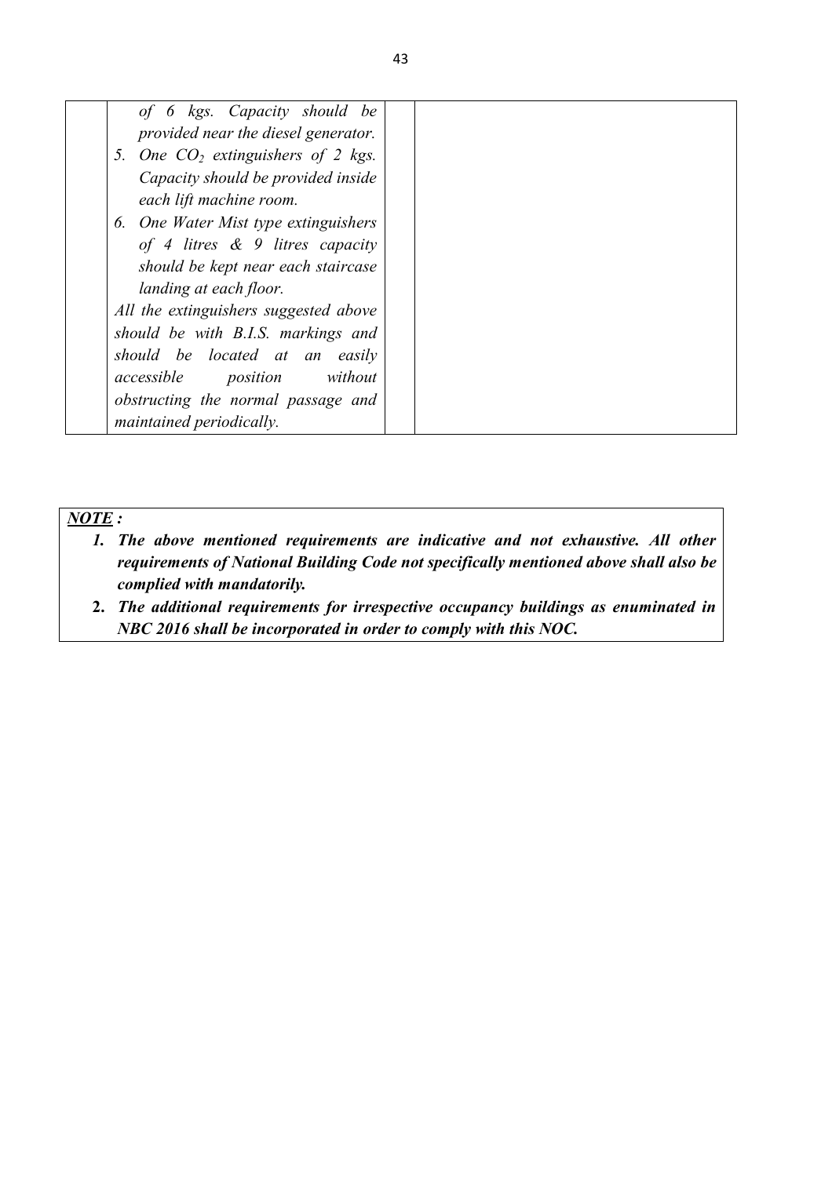| | | | |
|---|---|---|---|
| | *of 6 kgs. Capacity should be provided near the diesel generator.*<br>5. *One $CO_2$ extinguishers of 2 kgs. Capacity should be provided inside each lift machine room.*<br>6. *One Water Mist type extinguishers of 4 litres & 9 litres capacity should be kept near each staircase landing at each floor.*<br>*All the extinguishers suggested above should be with B.I.S. markings and should be located at an easily accessible position without obstructing the normal passage and maintained periodically.* | | |

***NOTE :***

1. ***The above mentioned requirements are indicative and not exhaustive. All other requirements of National Building Code not specifically mentioned above shall also be complied with mandatorily.***
2. ***The additional requirements for irrespective occupancy buildings as enuminated in NBC 2016 shall be incorporated in order to comply with this NOC.***